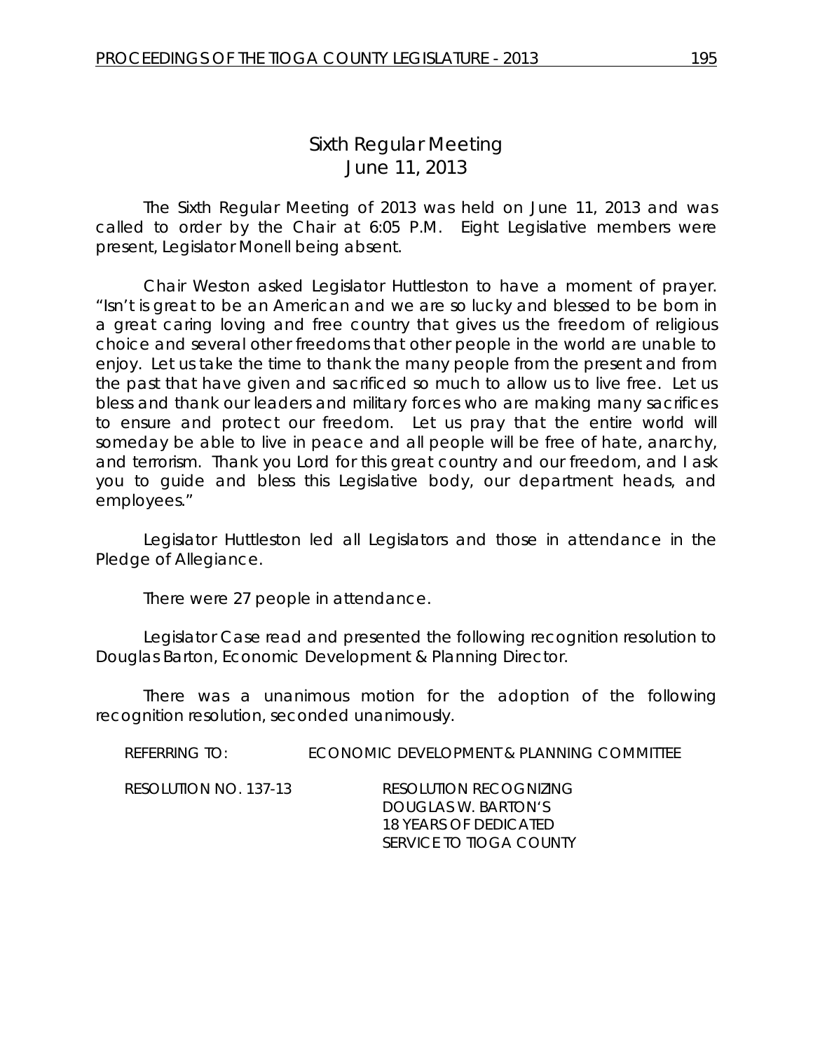# Sixth Regular Meeting
## June 11, 2013

The Sixth Regular Meeting of 2013 was held on June 11, 2013 and was called to order by the Chair at 6:05 P.M. Eight Legislative members were present, Legislator Monell being absent.

Chair Weston asked Legislator Huttleston to have a moment of prayer. "Isn't is great to be an American and we are so lucky and blessed to be born in a great caring loving and free country that gives us the freedom of religious choice and several other freedoms that other people in the world are unable to enjoy. Let us take the time to thank the many people from the present and from the past that have given and sacrificed so much to allow us to live free. Let us bless and thank our leaders and military forces who are making many sacrifices to ensure and protect our freedom. Let us pray that the entire world will someday be able to live in peace and all people will be free of hate, anarchy, and terrorism. Thank you Lord for this great country and our freedom, and I ask you to guide and bless this Legislative body, our department heads, and employees."

Legislator Huttleston led all Legislators and those in attendance in the Pledge of Allegiance.

There were 27 people in attendance.

Legislator Case read and presented the following recognition resolution to Douglas Barton, Economic Development & Planning Director.

There was a unanimous motion for the adoption of the following recognition resolution, seconded unanimously.

REFERRING TO: ECONOMIC DEVELOPMENT & PLANNING COMMITTEE

RESOLUTION NO. 137-13 RESOLUTION RECOGNIZING DOUGLAS W. BARTON'S 18 YEARS OF DEDICATED SERVICE TO TIOGA COUNTY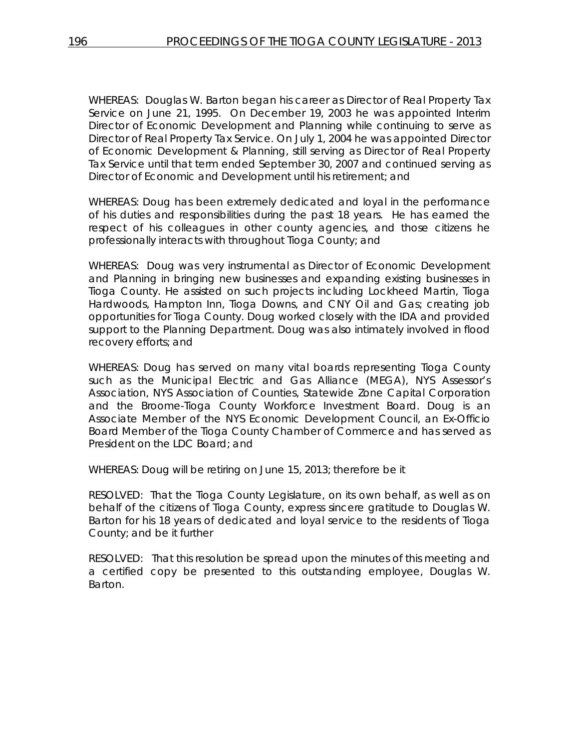WHEREAS: Douglas W. Barton began his career as Director of Real Property Tax Service on June 21, 1995. On December 19, 2003 he was appointed Interim Director of Economic Development and Planning while continuing to serve as Director of Real Property Tax Service. On July 1, 2004 he was appointed Director of Economic Development & Planning, still serving as Director of Real Property Tax Service until that term ended September 30, 2007 and continued serving as Director of Economic and Development until his retirement; and

WHEREAS: Doug has been extremely dedicated and loyal in the performance of his duties and responsibilities during the past 18 years. He has earned the respect of his colleagues in other county agencies, and those citizens he professionally interacts with throughout Tioga County; and

WHEREAS: Doug was very instrumental as Director of Economic Development and Planning in bringing new businesses and expanding existing businesses in Tioga County. He assisted on such projects including Lockheed Martin, Tioga Hardwoods, Hampton Inn, Tioga Downs, and CNY Oil and Gas; creating job opportunities for Tioga County. Doug worked closely with the IDA and provided support to the Planning Department. Doug was also intimately involved in flood recovery efforts; and

WHEREAS: Doug has served on many vital boards representing Tioga County such as the Municipal Electric and Gas Alliance (MEGA), NYS Assessor's Association, NYS Association of Counties, Statewide Zone Capital Corporation and the Broome-Tioga County Workforce Investment Board. Doug is an Associate Member of the NYS Economic Development Council, an Ex-Officio Board Member of the Tioga County Chamber of Commerce and has served as President on the LDC Board; and

WHEREAS: Doug will be retiring on June 15, 2013; therefore be it

RESOLVED: That the Tioga County Legislature, on its own behalf, as well as on behalf of the citizens of Tioga County, express sincere gratitude to Douglas W. Barton for his 18 years of dedicated and loyal service to the residents of Tioga County; and be it further

RESOLVED: That this resolution be spread upon the minutes of this meeting and a certified copy be presented to this outstanding employee, Douglas W. Barton.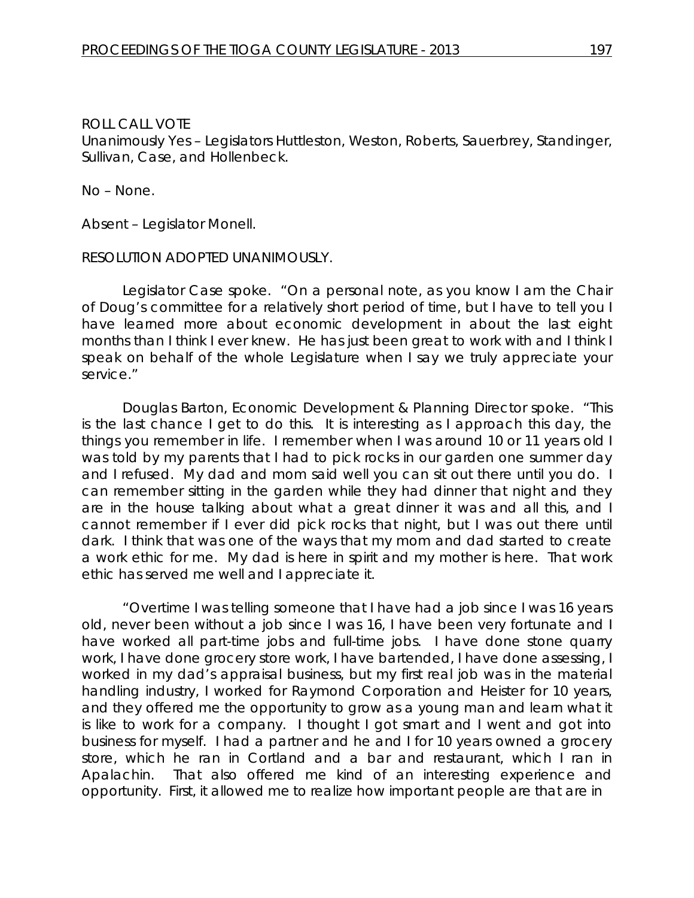ROLL CALL VOTE
Unanimously Yes – Legislators Huttleston, Weston, Roberts, Sauerbrey, Standinger, Sullivan, Case, and Hollenbeck.

No – None.

Absent – Legislator Monell.

RESOLUTION ADOPTED UNANIMOUSLY.

Legislator Case spoke. "On a personal note, as you know I am the Chair of Doug's committee for a relatively short period of time, but I have to tell you I have learned more about economic development in about the last eight months than I think I ever knew. He has just been great to work with and I think I speak on behalf of the whole Legislature when I say we truly appreciate your service."

Douglas Barton, Economic Development & Planning Director spoke. "This is the last chance I get to do this. It is interesting as I approach this day, the things you remember in life. I remember when I was around 10 or 11 years old I was told by my parents that I had to pick rocks in our garden one summer day and I refused. My dad and mom said well you can sit out there until you do. I can remember sitting in the garden while they had dinner that night and they are in the house talking about what a great dinner it was and all this, and I cannot remember if I ever did pick rocks that night, but I was out there until dark. I think that was one of the ways that my mom and dad started to create a work ethic for me. My dad is here in spirit and my mother is here. That work ethic has served me well and I appreciate it.

"Overtime I was telling someone that I have had a job since I was 16 years old, never been without a job since I was 16, I have been very fortunate and I have worked all part-time jobs and full-time jobs. I have done stone quarry work, I have done grocery store work, I have bartended, I have done assessing, I worked in my dad's appraisal business, but my first real job was in the material handling industry, I worked for Raymond Corporation and Heister for 10 years, and they offered me the opportunity to grow as a young man and learn what it is like to work for a company. I thought I got smart and I went and got into business for myself. I had a partner and he and I for 10 years owned a grocery store, which he ran in Cortland and a bar and restaurant, which I ran in Apalachin. That also offered me kind of an interesting experience and opportunity. First, it allowed me to realize how important people are that are in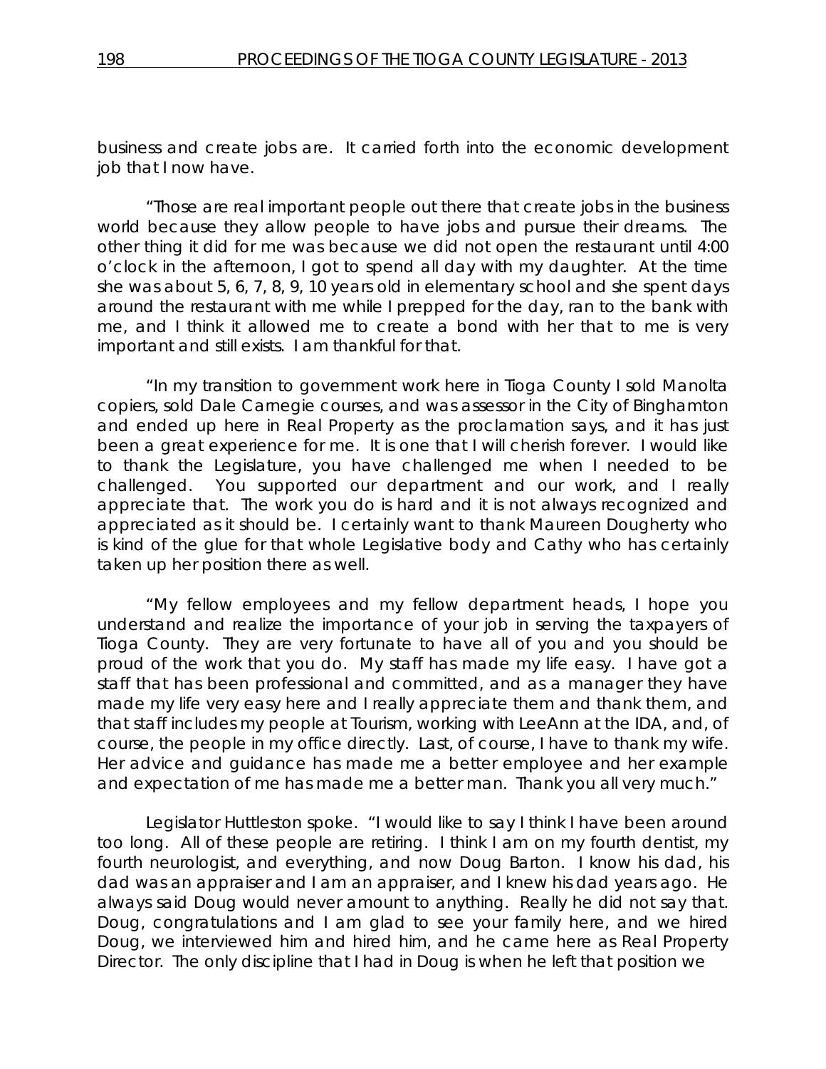business and create jobs are. It carried forth into the economic development job that I now have.

"Those are real important people out there that create jobs in the business world because they allow people to have jobs and pursue their dreams. The other thing it did for me was because we did not open the restaurant until 4:00 o'clock in the afternoon, I got to spend all day with my daughter. At the time she was about 5, 6, 7, 8, 9, 10 years old in elementary school and she spent days around the restaurant with me while I prepped for the day, ran to the bank with me, and I think it allowed me to create a bond with her that to me is very important and still exists. I am thankful for that.

"In my transition to government work here in Tioga County I sold Manolta copiers, sold Dale Carnegie courses, and was assessor in the City of Binghamton and ended up here in Real Property as the proclamation says, and it has just been a great experience for me. It is one that I will cherish forever. I would like to thank the Legislature, you have challenged me when I needed to be challenged. You supported our department and our work, and I really appreciate that. The work you do is hard and it is not always recognized and appreciated as it should be. I certainly want to thank Maureen Dougherty who is kind of the glue for that whole Legislative body and Cathy who has certainly taken up her position there as well.

"My fellow employees and my fellow department heads, I hope you understand and realize the importance of your job in serving the taxpayers of Tioga County. They are very fortunate to have all of you and you should be proud of the work that you do. My staff has made my life easy. I have got a staff that has been professional and committed, and as a manager they have made my life very easy here and I really appreciate them and thank them, and that staff includes my people at Tourism, working with LeeAnn at the IDA, and, of course, the people in my office directly. Last, of course, I have to thank my wife. Her advice and guidance has made me a better employee and her example and expectation of me has made me a better man. Thank you all very much."

Legislator Huttleston spoke. "I would like to say I think I have been around too long. All of these people are retiring. I think I am on my fourth dentist, my fourth neurologist, and everything, and now Doug Barton. I know his dad, his dad was an appraiser and I am an appraiser, and I knew his dad years ago. He always said Doug would never amount to anything. Really he did not say that. Doug, congratulations and I am glad to see your family here, and we hired Doug, we interviewed him and hired him, and he came here as Real Property Director. The only discipline that I had in Doug is when he left that position we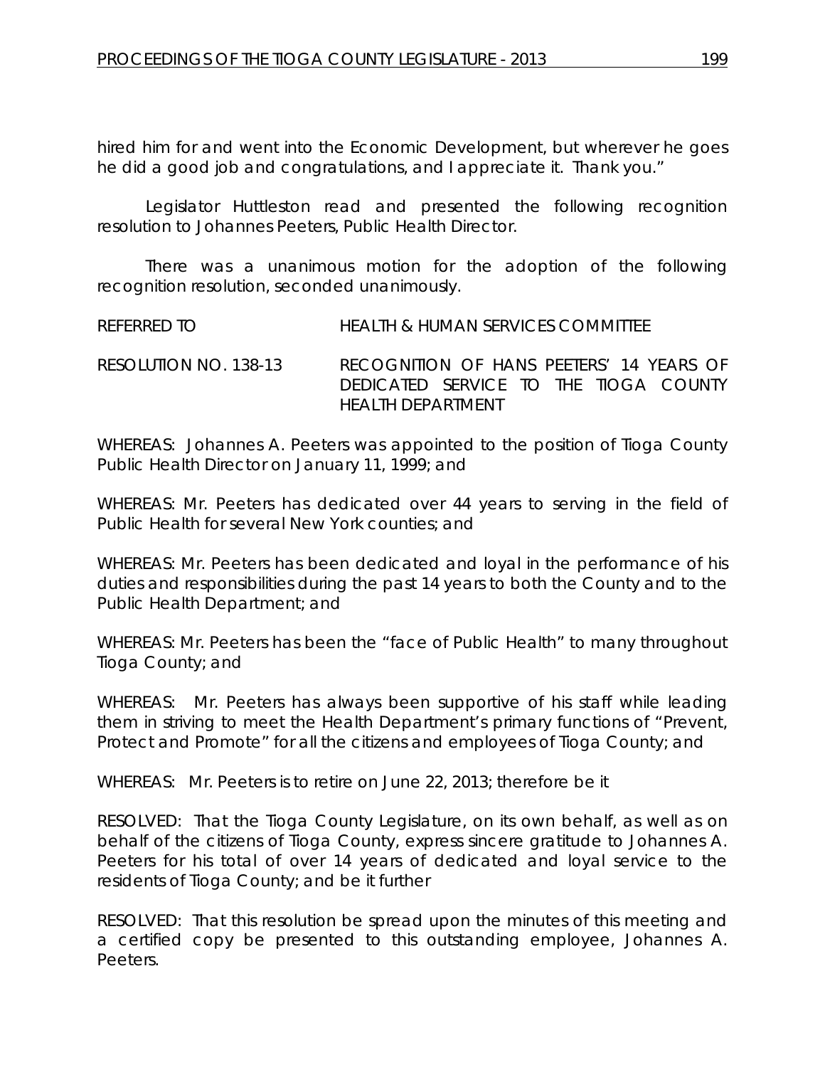hired him for and went into the Economic Development, but wherever he goes he did a good job and congratulations, and I appreciate it. Thank you."

Legislator Huttleston read and presented the following recognition resolution to Johannes Peeters, Public Health Director.

There was a unanimous motion for the adoption of the following recognition resolution, seconded unanimously.

REFERRED TO HEALTH & HUMAN SERVICES COMMITTEE

RESOLUTION NO. 138-13 RECOGNITION OF HANS PEETERS' 14 YEARS OF DEDICATED SERVICE TO THE TIOGA COUNTY HEALTH DEPARTMENT

WHEREAS: Johannes A. Peeters was appointed to the position of Tioga County Public Health Director on January 11, 1999; and

WHEREAS: Mr. Peeters has dedicated over 44 years to serving in the field of Public Health for several New York counties; and

WHEREAS: Mr. Peeters has been dedicated and loyal in the performance of his duties and responsibilities during the past 14 years to both the County and to the Public Health Department; and

WHEREAS: Mr. Peeters has been the "face of Public Health" to many throughout Tioga County; and

WHEREAS: Mr. Peeters has always been supportive of his staff while leading them in striving to meet the Health Department's primary functions of "Prevent, Protect and Promote" for all the citizens and employees of Tioga County; and

WHEREAS: Mr. Peeters is to retire on June 22, 2013; therefore be it

RESOLVED: That the Tioga County Legislature, on its own behalf, as well as on behalf of the citizens of Tioga County, express sincere gratitude to Johannes A. Peeters for his total of over 14 years of dedicated and loyal service to the residents of Tioga County; and be it further

RESOLVED: That this resolution be spread upon the minutes of this meeting and a certified copy be presented to this outstanding employee, Johannes A. Peeters.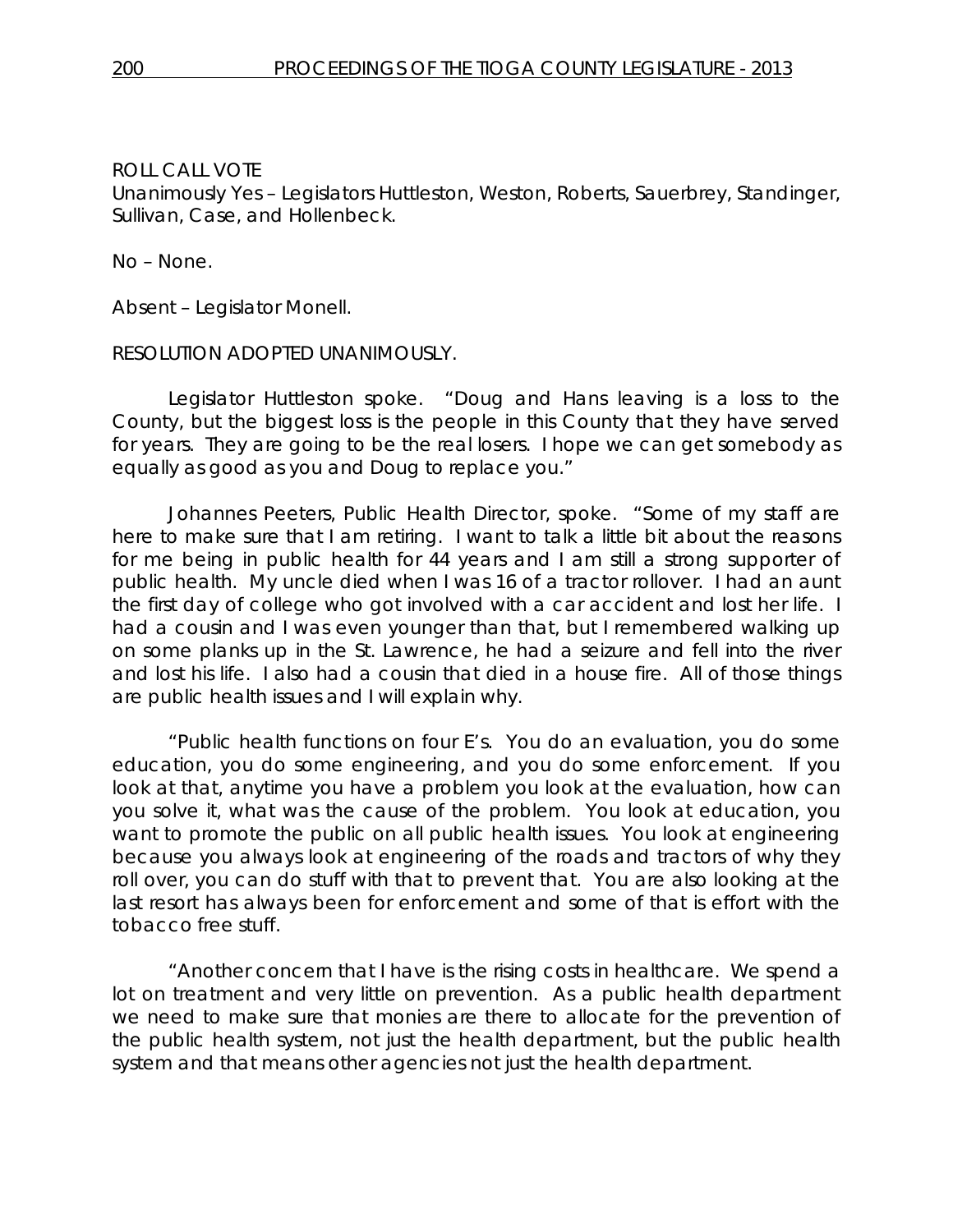ROLL CALL VOTE
Unanimously Yes – Legislators Huttleston, Weston, Roberts, Sauerbrey, Standinger, Sullivan, Case, and Hollenbeck.

No – None.

Absent – Legislator Monell.

RESOLUTION ADOPTED UNANIMOUSLY.

Legislator Huttleston spoke. "Doug and Hans leaving is a loss to the County, but the biggest loss is the people in this County that they have served for years. They are going to be the real losers. I hope we can get somebody as equally as good as you and Doug to replace you."

Johannes Peeters, Public Health Director, spoke. "Some of my staff are here to make sure that I am retiring. I want to talk a little bit about the reasons for me being in public health for 44 years and I am still a strong supporter of public health. My uncle died when I was 16 of a tractor rollover. I had an aunt the first day of college who got involved with a car accident and lost her life. I had a cousin and I was even younger than that, but I remembered walking up on some planks up in the St. Lawrence, he had a seizure and fell into the river and lost his life. I also had a cousin that died in a house fire. All of those things are public health issues and I will explain why.

"Public health functions on four E's. You do an evaluation, you do some education, you do some engineering, and you do some enforcement. If you look at that, anytime you have a problem you look at the evaluation, how can you solve it, what was the cause of the problem. You look at education, you want to promote the public on all public health issues. You look at engineering because you always look at engineering of the roads and tractors of why they roll over, you can do stuff with that to prevent that. You are also looking at the last resort has always been for enforcement and some of that is effort with the tobacco free stuff.

"Another concern that I have is the rising costs in healthcare. We spend a lot on treatment and very little on prevention. As a public health department we need to make sure that monies are there to allocate for the prevention of the public health system, not just the health department, but the public health system and that means other agencies not just the health department.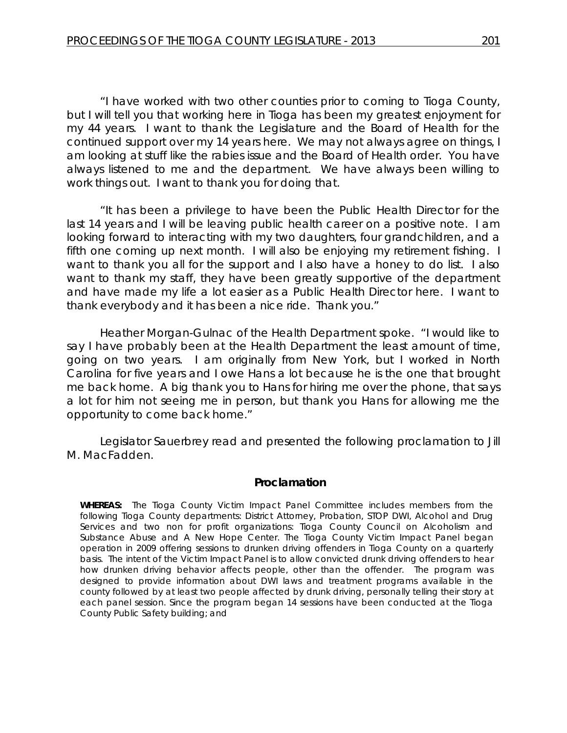"I have worked with two other counties prior to coming to Tioga County, but I will tell you that working here in Tioga has been my greatest enjoyment for my 44 years. I want to thank the Legislature and the Board of Health for the continued support over my 14 years here. We may not always agree on things, I am looking at stuff like the rabies issue and the Board of Health order. You have always listened to me and the department. We have always been willing to work things out. I want to thank you for doing that.

"It has been a privilege to have been the Public Health Director for the last 14 years and I will be leaving public health career on a positive note. I am looking forward to interacting with my two daughters, four grandchildren, and a fifth one coming up next month. I will also be enjoying my retirement fishing. I want to thank you all for the support and I also have a honey to do list. I also want to thank my staff, they have been greatly supportive of the department and have made my life a lot easier as a Public Health Director here. I want to thank everybody and it has been a nice ride. Thank you."

Heather Morgan-Gulnac of the Health Department spoke. "I would like to say I have probably been at the Health Department the least amount of time, going on two years. I am originally from New York, but I worked in North Carolina for five years and I owe Hans a lot because he is the one that brought me back home. A big thank you to Hans for hiring me over the phone, that says a lot for him not seeing me in person, but thank you Hans for allowing me the opportunity to come back home."

Legislator Sauerbrey read and presented the following proclamation to Jill M. MacFadden.

**Proclamation**

**WHEREAS:** The Tioga County Victim Impact Panel Committee includes members from the following Tioga County departments: District Attorney, Probation, STOP DWI, Alcohol and Drug Services and two non for profit organizations: Tioga County Council on Alcoholism and Substance Abuse and A New Hope Center. The Tioga County Victim Impact Panel began operation in 2009 offering sessions to drunken driving offenders in Tioga County on a quarterly basis. The intent of the Victim Impact Panel is to allow convicted drunk driving offenders to hear how drunken driving behavior affects people, other than the offender. The program was designed to provide information about DWI laws and treatment programs available in the county followed by at least two people affected by drunk driving, personally telling their story at each panel session. Since the program began 14 sessions have been conducted at the Tioga County Public Safety building; and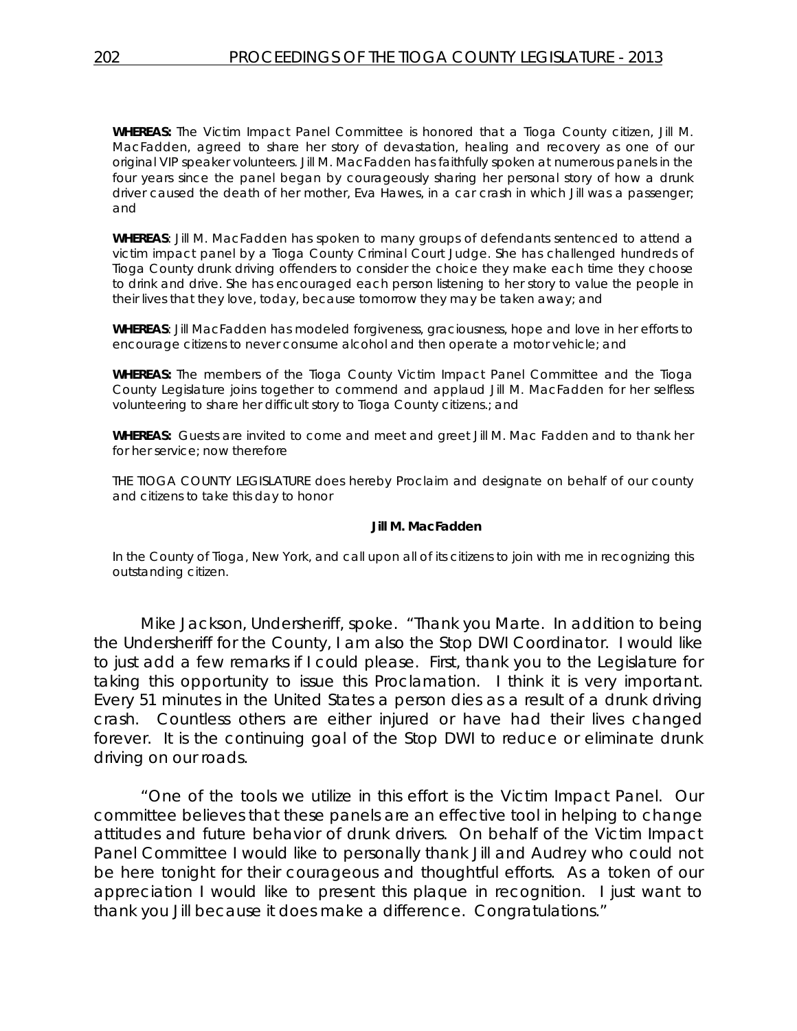**WHEREAS:** The Victim Impact Panel Committee is honored that a Tioga County citizen, Jill M. MacFadden, agreed to share her story of devastation, healing and recovery as one of our original VIP speaker volunteers. Jill M. MacFadden has faithfully spoken at numerous panels in the four years since the panel began by courageously sharing her personal story of how a drunk driver caused the death of her mother, Eva Hawes, in a car crash in which Jill was a passenger; and

**WHEREAS**: Jill M. MacFadden has spoken to many groups of defendants sentenced to attend a victim impact panel by a Tioga County Criminal Court Judge. She has challenged hundreds of Tioga County drunk driving offenders to consider the choice they make each time they choose to drink and drive. She has encouraged each person listening to her story to value the people in their lives that they love, today, because tomorrow they may be taken away; and

**WHEREAS**: Jill MacFadden has modeled forgiveness, graciousness, hope and love in her efforts to encourage citizens to never consume alcohol and then operate a motor vehicle; and

**WHEREAS:** The members of the Tioga County Victim Impact Panel Committee and the Tioga County Legislature joins together to commend and applaud Jill M. MacFadden for her selfless volunteering to share her difficult story to Tioga County citizens.; and

**WHEREAS:** Guests are invited to come and meet and greet Jill M. Mac Fadden and to thank her for her service; now therefore

THE TIOGA COUNTY LEGISLATURE does hereby Proclaim and designate on behalf of our county and citizens to take this day to honor

**Jill M. MacFadden**

In the County of Tioga, New York, and call upon all of its citizens to join with me in recognizing this outstanding citizen.

Mike Jackson, Undersheriff, spoke. "Thank you Marte. In addition to being the Undersheriff for the County, I am also the Stop DWI Coordinator. I would like to just add a few remarks if I could please. First, thank you to the Legislature for taking this opportunity to issue this Proclamation. I think it is very important. Every 51 minutes in the United States a person dies as a result of a drunk driving crash. Countless others are either injured or have had their lives changed forever. It is the continuing goal of the Stop DWI to reduce or eliminate drunk driving on our roads.

"One of the tools we utilize in this effort is the Victim Impact Panel. Our committee believes that these panels are an effective tool in helping to change attitudes and future behavior of drunk drivers. On behalf of the Victim Impact Panel Committee I would like to personally thank Jill and Audrey who could not be here tonight for their courageous and thoughtful efforts. As a token of our appreciation I would like to present this plaque in recognition. I just want to thank you Jill because it does make a difference. Congratulations."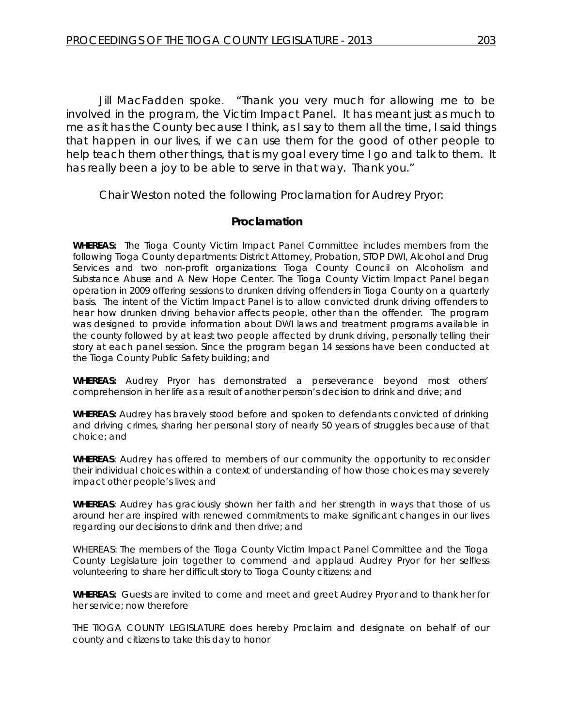Jill MacFadden spoke. "Thank you very much for allowing me to be involved in the program, the Victim Impact Panel. It has meant just as much to me as it has the County because I think, as I say to them all the time, I said things that happen in our lives, if we can use them for the good of other people to help teach them other things, that is my goal every time I go and talk to them. It has really been a joy to be able to serve in that way. Thank you."

Chair Weston noted the following Proclamation for Audrey Pryor:

## Proclamation

**WHEREAS:** The Tioga County Victim Impact Panel Committee includes members from the following Tioga County departments: District Attorney, Probation, STOP DWI, Alcohol and Drug Services and two non-profit organizations: Tioga County Council on Alcoholism and Substance Abuse and A New Hope Center. The Tioga County Victim Impact Panel began operation in 2009 offering sessions to drunken driving offenders in Tioga County on a quarterly basis. The intent of the Victim Impact Panel is to allow convicted drunk driving offenders to hear how drunken driving behavior affects people, other than the offender. The program was designed to provide information about DWI laws and treatment programs available in the county followed by at least two people affected by drunk driving, personally telling their story at each panel session. Since the program began 14 sessions have been conducted at the Tioga County Public Safety building; and

**WHEREAS:** Audrey Pryor has demonstrated a perseverance beyond most others' comprehension in her life as a result of another person's decision to drink and drive; and

**WHEREAS:** Audrey has bravely stood before and spoken to defendants convicted of drinking and driving crimes, sharing her personal story of nearly 50 years of struggles because of that choice; and

**WHEREAS**: Audrey has offered to members of our community the opportunity to reconsider their individual choices within a context of understanding of how those choices may severely impact other people's lives; and

**WHEREAS**: Audrey has graciously shown her faith and her strength in ways that those of us around her are inspired with renewed commitments to make significant changes in our lives regarding our decisions to drink and then drive; and

WHEREAS: The members of the Tioga County Victim Impact Panel Committee and the Tioga County Legislature join together to commend and applaud Audrey Pryor for her selfless volunteering to share her difficult story to Tioga County citizens; and

**WHEREAS:** Guests are invited to come and meet and greet Audrey Pryor and to thank her for her service; now therefore

THE TIOGA COUNTY LEGISLATURE does hereby Proclaim and designate on behalf of our county and citizens to take this day to honor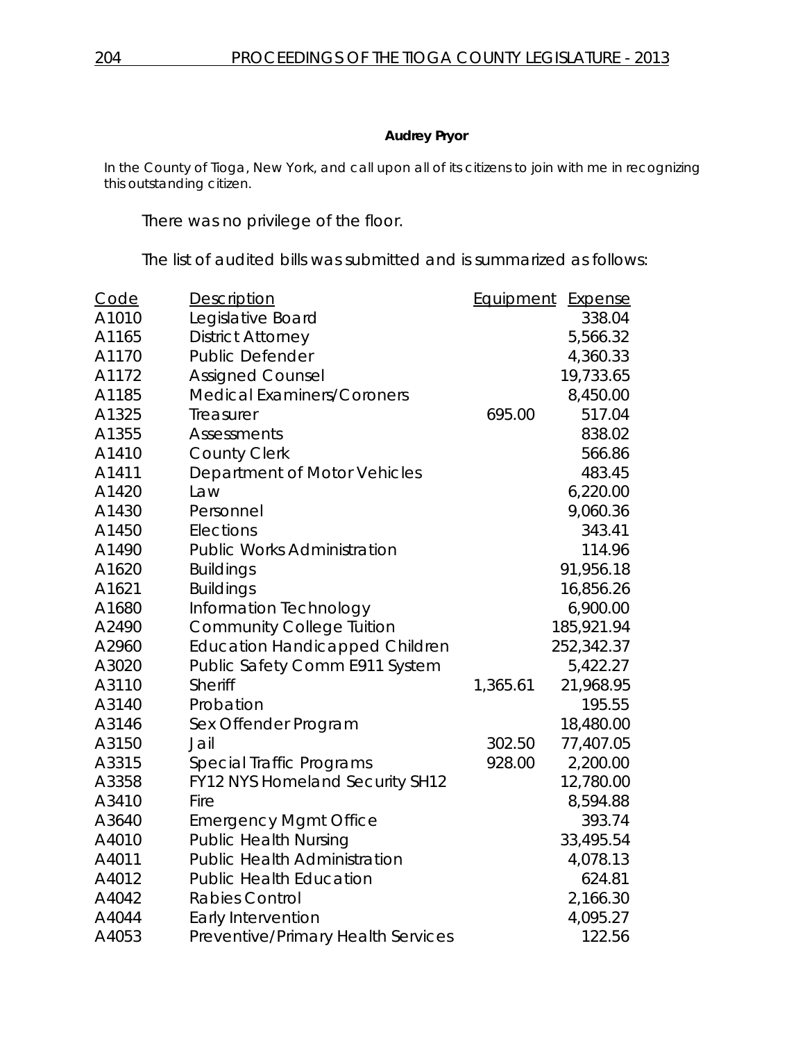**Audrey Pryor**

In the County of Tioga, New York, and call upon all of its citizens to join with me in recognizing this outstanding citizen.

There was no privilege of the floor.

The list of audited bills was submitted and is summarized as follows:

| Code | Description | Equipment | Expense |
|---|---|---|---|
| A1010 | Legislative Board | | 338.04 |
| A1165 | District Attorney | | 5,566.32 |
| A1170 | Public Defender | | 4,360.33 |
| A1172 | Assigned Counsel | | 19,733.65 |
| A1185 | Medical Examiners/Coroners | | 8,450.00 |
| A1325 | Treasurer | 695.00 | 517.04 |
| A1355 | Assessments | | 838.02 |
| A1410 | County Clerk | | 566.86 |
| A1411 | Department of Motor Vehicles | | 483.45 |
| A1420 | Law | | 6,220.00 |
| A1430 | Personnel | | 9,060.36 |
| A1450 | Elections | | 343.41 |
| A1490 | Public Works Administration | | 114.96 |
| A1620 | Buildings | | 91,956.18 |
| A1621 | Buildings | | 16,856.26 |
| A1680 | Information Technology | | 6,900.00 |
| A2490 | Community College Tuition | | 185,921.94 |
| A2960 | Education Handicapped Children | | 252,342.37 |
| A3020 | Public Safety Comm E911 System | | 5,422.27 |
| A3110 | Sheriff | 1,365.61 | 21,968.95 |
| A3140 | Probation | | 195.55 |
| A3146 | Sex Offender Program | | 18,480.00 |
| A3150 | Jail | 302.50 | 77,407.05 |
| A3315 | Special Traffic Programs | 928.00 | 2,200.00 |
| A3358 | FY12 NYS Homeland Security SH12 | | 12,780.00 |
| A3410 | Fire | | 8,594.88 |
| A3640 | Emergency Mgmt Office | | 393.74 |
| A4010 | Public Health Nursing | | 33,495.54 |
| A4011 | Public Health Administration | | 4,078.13 |
| A4012 | Public Health Education | | 624.81 |
| A4042 | Rabies Control | | 2,166.30 |
| A4044 | Early Intervention | | 4,095.27 |
| A4053 | Preventive/Primary Health Services | | 122.56 |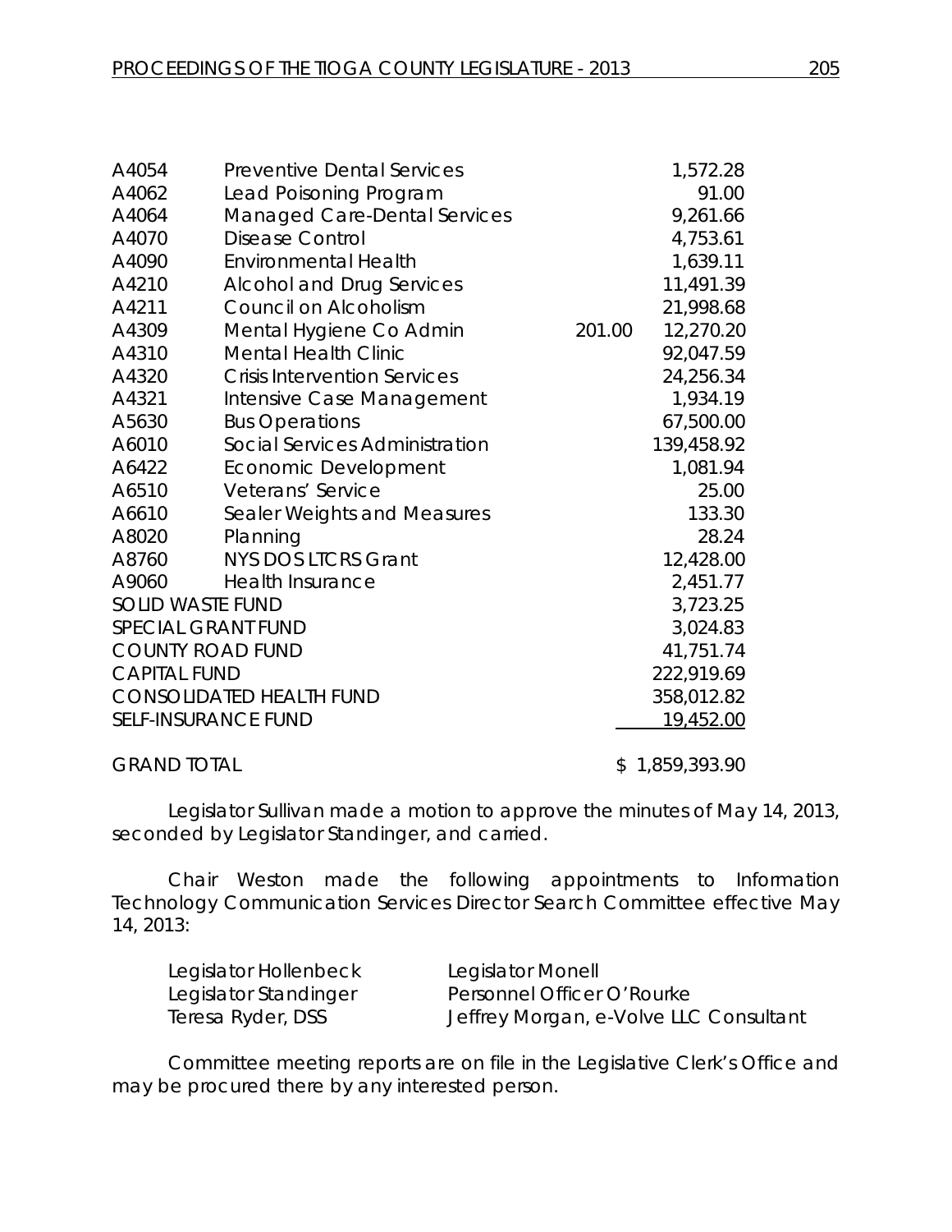| | | | |
|---|---|---|---|
| A4054 | Preventive Dental Services | | 1,572.28 |
| A4062 | Lead Poisoning Program | | 91.00 |
| A4064 | Managed Care-Dental Services | | 9,261.66 |
| A4070 | Disease Control | | 4,753.61 |
| A4090 | Environmental Health | | 1,639.11 |
| A4210 | Alcohol and Drug Services | | 11,491.39 |
| A4211 | Council on Alcoholism | | 21,998.68 |
| A4309 | Mental Hygiene Co Admin | 201.00 | 12,270.20 |
| A4310 | Mental Health Clinic | | 92,047.59 |
| A4320 | Crisis Intervention Services | | 24,256.34 |
| A4321 | Intensive Case Management | | 1,934.19 |
| A5630 | Bus Operations | | 67,500.00 |
| A6010 | Social Services Administration | | 139,458.92 |
| A6422 | Economic Development | | 1,081.94 |
| A6510 | Veterans' Service | | 25.00 |
| A6610 | Sealer Weights and Measures | | 133.30 |
| A8020 | Planning | | 28.24 |
| A8760 | NYS DOS LTCRS Grant | | 12,428.00 |
| A9060 | Health Insurance | | 2,451.77 |
| SOLID WASTE FUND | | | 3,723.25 |
| SPECIAL GRANT FUND | | | 3,024.83 |
| COUNTY ROAD FUND | | | 41,751.74 |
| CAPITAL FUND | | | 222,919.69 |
| CONSOLIDATED HEALTH FUND | | | 358,012.82 |
| SELF-INSURANCE FUND | | | 19,452.00 |
| GRAND TOTAL | | | $ 1,859,393.90 |

Legislator Sullivan made a motion to approve the minutes of May 14, 2013, seconded by Legislator Standinger, and carried.

Chair Weston made the following appointments to Information Technology Communication Services Director Search Committee effective May 14, 2013:

| | |
|---|---|
| Legislator Hollenbeck | Legislator Monell |
| Legislator Standinger | Personnel Officer O'Rourke |
| Teresa Ryder, DSS | Jeffrey Morgan, e-Volve LLC Consultant |

Committee meeting reports are on file in the Legislative Clerk's Office and may be procured there by any interested person.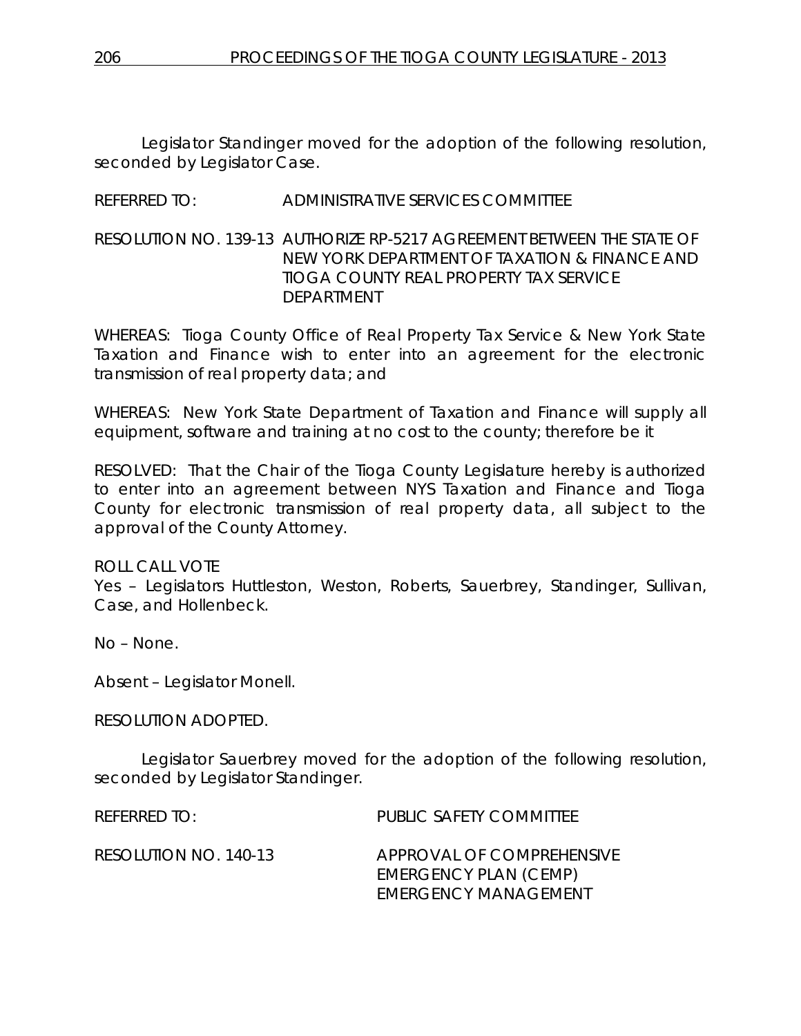Legislator Standinger moved for the adoption of the following resolution, seconded by Legislator Case.

REFERRED TO: ADMINISTRATIVE SERVICES COMMITTEE

RESOLUTION NO. 139-13 AUTHORIZE RP-5217 AGREEMENT BETWEEN THE STATE OF NEW YORK DEPARTMENT OF TAXATION & FINANCE AND TIOGA COUNTY REAL PROPERTY TAX SERVICE DEPARTMENT

WHEREAS: Tioga County Office of Real Property Tax Service & New York State Taxation and Finance wish to enter into an agreement for the electronic transmission of real property data; and

WHEREAS: New York State Department of Taxation and Finance will supply all equipment, software and training at no cost to the county; therefore be it

RESOLVED: That the Chair of the Tioga County Legislature hereby is authorized to enter into an agreement between NYS Taxation and Finance and Tioga County for electronic transmission of real property data, all subject to the approval of the County Attorney.

ROLL CALL VOTE
Yes – Legislators Huttleston, Weston, Roberts, Sauerbrey, Standinger, Sullivan, Case, and Hollenbeck.

No – None.

Absent – Legislator Monell.

RESOLUTION ADOPTED.

Legislator Sauerbrey moved for the adoption of the following resolution, seconded by Legislator Standinger.

REFERRED TO: PUBLIC SAFETY COMMITTEE

RESOLUTION NO. 140-13 APPROVAL OF COMPREHENSIVE EMERGENCY PLAN (CEMP) EMERGENCY MANAGEMENT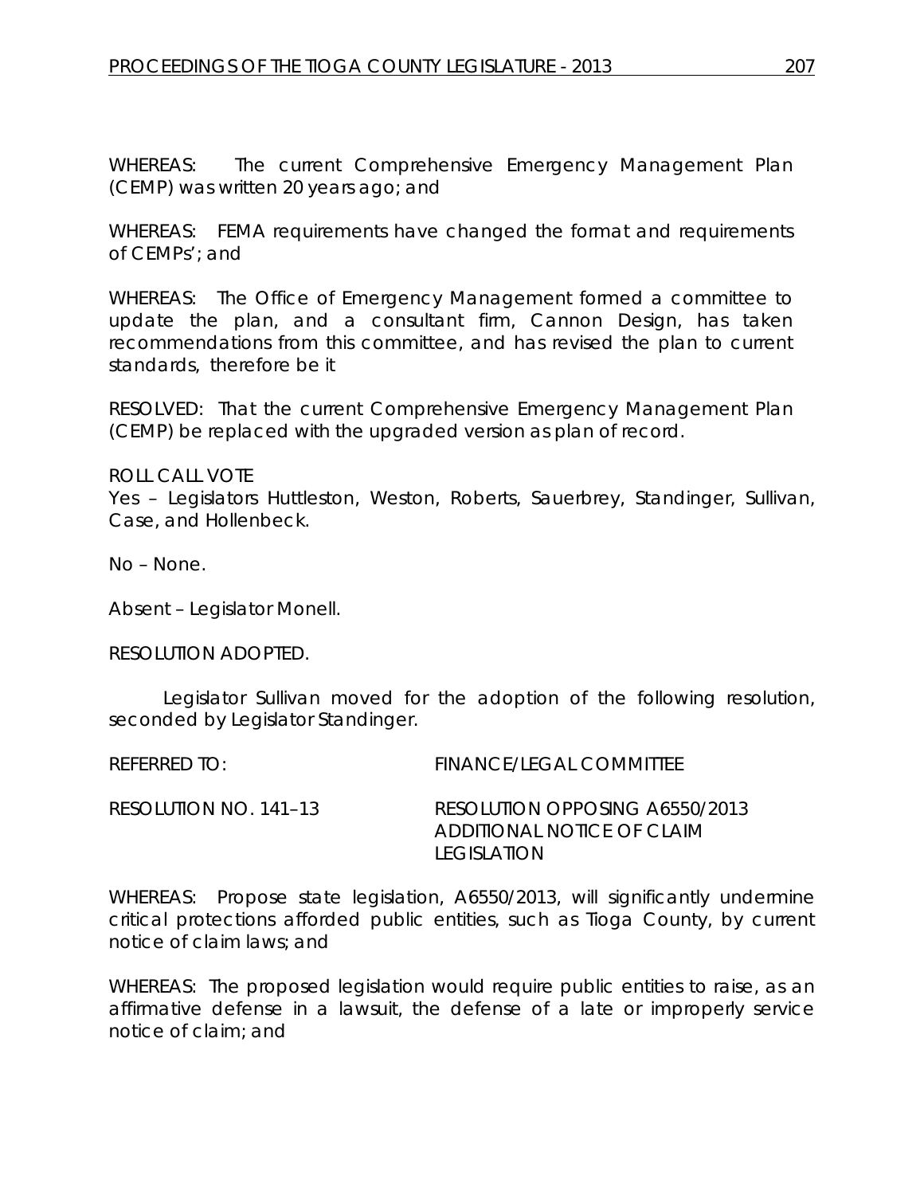WHEREAS: The current Comprehensive Emergency Management Plan (CEMP) was written 20 years ago; and

WHEREAS: FEMA requirements have changed the format and requirements of CEMPs'; and

WHEREAS: The Office of Emergency Management formed a committee to update the plan, and a consultant firm, Cannon Design, has taken recommendations from this committee, and has revised the plan to current standards, therefore be it

RESOLVED: That the current Comprehensive Emergency Management Plan (CEMP) be replaced with the upgraded version as plan of record.

ROLL CALL VOTE
Yes – Legislators Huttleston, Weston, Roberts, Sauerbrey, Standinger, Sullivan, Case, and Hollenbeck.

No – None.

Absent – Legislator Monell.

RESOLUTION ADOPTED.

Legislator Sullivan moved for the adoption of the following resolution, seconded by Legislator Standinger.

REFERRED TO: FINANCE/LEGAL COMMITTEE

RESOLUTION NO. 141–13 RESOLUTION OPPOSING A6550/2013 ADDITIONAL NOTICE OF CLAIM LEGISLATION

WHEREAS: Propose state legislation, A6550/2013, will significantly undermine critical protections afforded public entities, such as Tioga County, by current notice of claim laws; and

WHEREAS: The proposed legislation would require public entities to raise, as an affirmative defense in a lawsuit, the defense of a late or improperly service notice of claim; and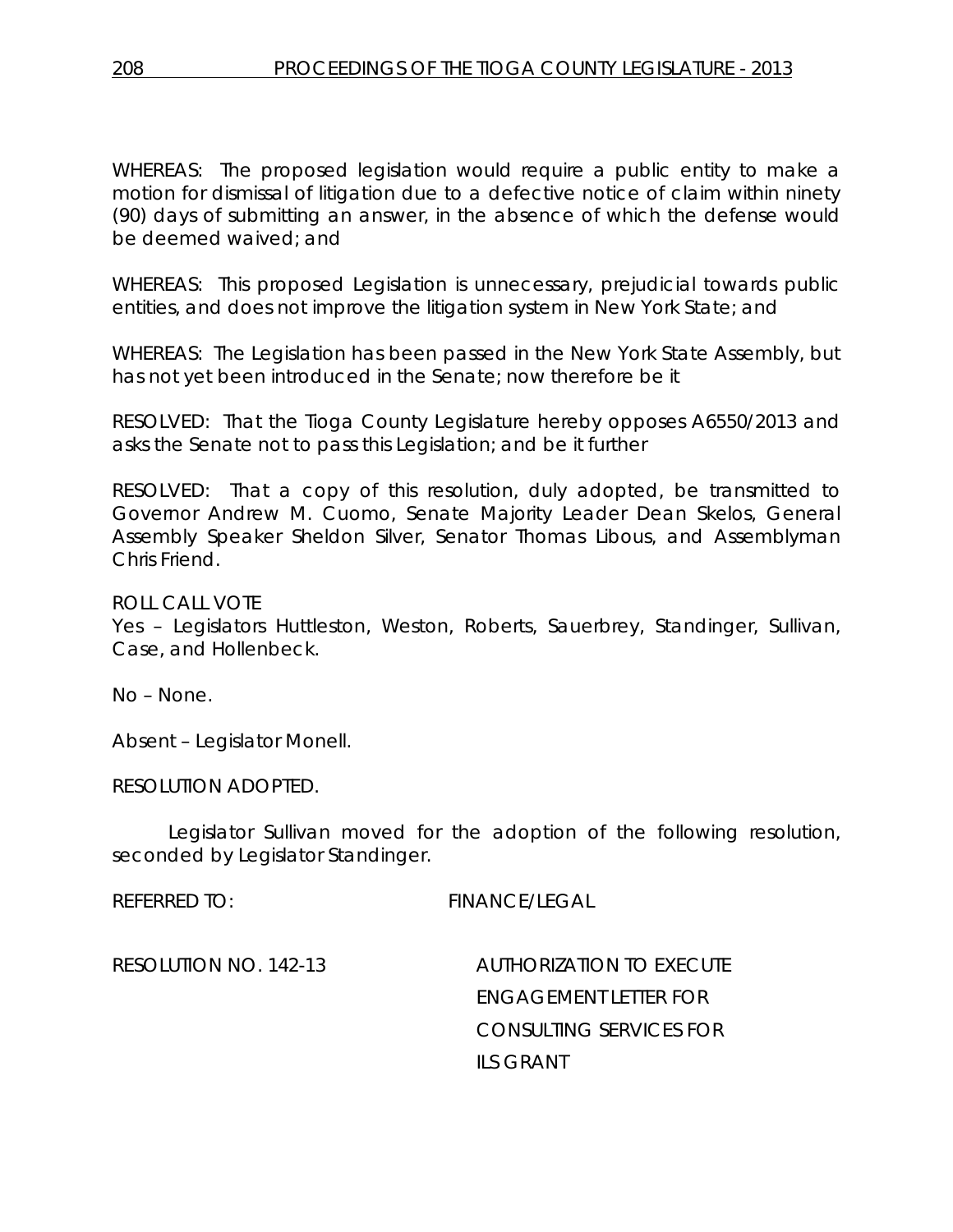WHEREAS: The proposed legislation would require a public entity to make a motion for dismissal of litigation due to a defective notice of claim within ninety (90) days of submitting an answer, in the absence of which the defense would be deemed waived; and

WHEREAS: This proposed Legislation is unnecessary, prejudicial towards public entities, and does not improve the litigation system in New York State; and

WHEREAS: The Legislation has been passed in the New York State Assembly, but has not yet been introduced in the Senate; now therefore be it

RESOLVED: That the Tioga County Legislature hereby opposes A6550/2013 and asks the Senate not to pass this Legislation; and be it further

RESOLVED: That a copy of this resolution, duly adopted, be transmitted to Governor Andrew M. Cuomo, Senate Majority Leader Dean Skelos, General Assembly Speaker Sheldon Silver, Senator Thomas Libous, and Assemblyman Chris Friend.

ROLL CALL VOTE
Yes – Legislators Huttleston, Weston, Roberts, Sauerbrey, Standinger, Sullivan, Case, and Hollenbeck.

No – None.

Absent – Legislator Monell.

RESOLUTION ADOPTED.

Legislator Sullivan moved for the adoption of the following resolution, seconded by Legislator Standinger.

REFERRED TO: FINANCE/LEGAL

RESOLUTION NO. 142-13 AUTHORIZATION TO EXECUTE ENGAGEMENT LETTER FOR CONSULTING SERVICES FOR ILS GRANT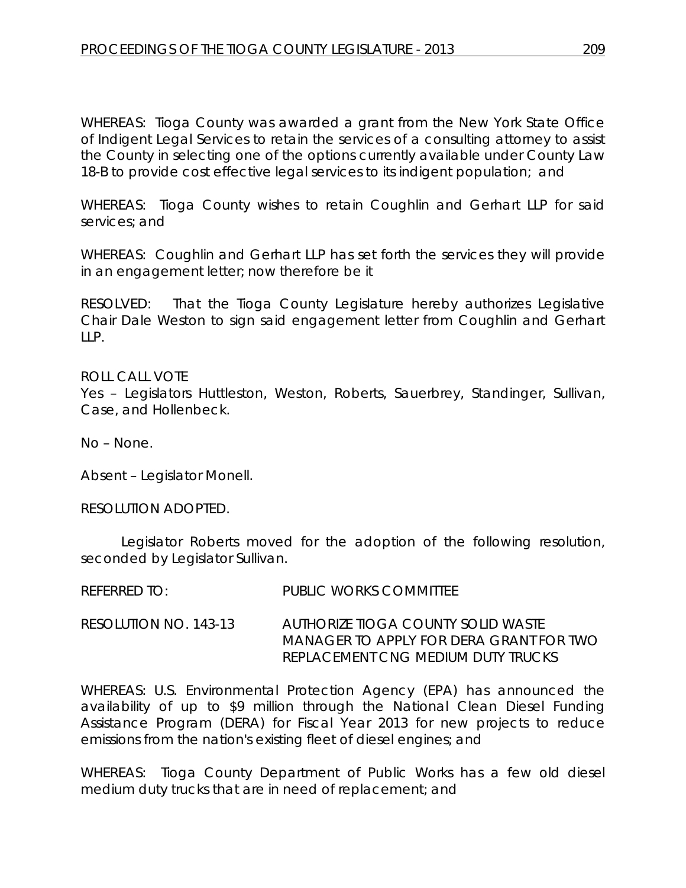WHEREAS: Tioga County was awarded a grant from the New York State Office of Indigent Legal Services to retain the services of a consulting attorney to assist the County in selecting one of the options currently available under County Law 18-B to provide cost effective legal services to its indigent population; and

WHEREAS: Tioga County wishes to retain Coughlin and Gerhart LLP for said services; and

WHEREAS: Coughlin and Gerhart LLP has set forth the services they will provide in an engagement letter; now therefore be it

RESOLVED: That the Tioga County Legislature hereby authorizes Legislative Chair Dale Weston to sign said engagement letter from Coughlin and Gerhart LLP.

ROLL CALL VOTE
Yes – Legislators Huttleston, Weston, Roberts, Sauerbrey, Standinger, Sullivan, Case, and Hollenbeck.

No – None.

Absent – Legislator Monell.

RESOLUTION ADOPTED.

Legislator Roberts moved for the adoption of the following resolution, seconded by Legislator Sullivan.

REFERRED TO: PUBLIC WORKS COMMITTEE

RESOLUTION NO. 143-13 AUTHORIZE TIOGA COUNTY SOLID WASTE MANAGER TO APPLY FOR DERA GRANT FOR TWO REPLACEMENT CNG MEDIUM DUTY TRUCKS

WHEREAS: U.S. Environmental Protection Agency (EPA) has announced the availability of up to $9 million through the National Clean Diesel Funding Assistance Program (DERA) for Fiscal Year 2013 for new projects to reduce emissions from the nation's existing fleet of diesel engines; and

WHEREAS: Tioga County Department of Public Works has a few old diesel medium duty trucks that are in need of replacement; and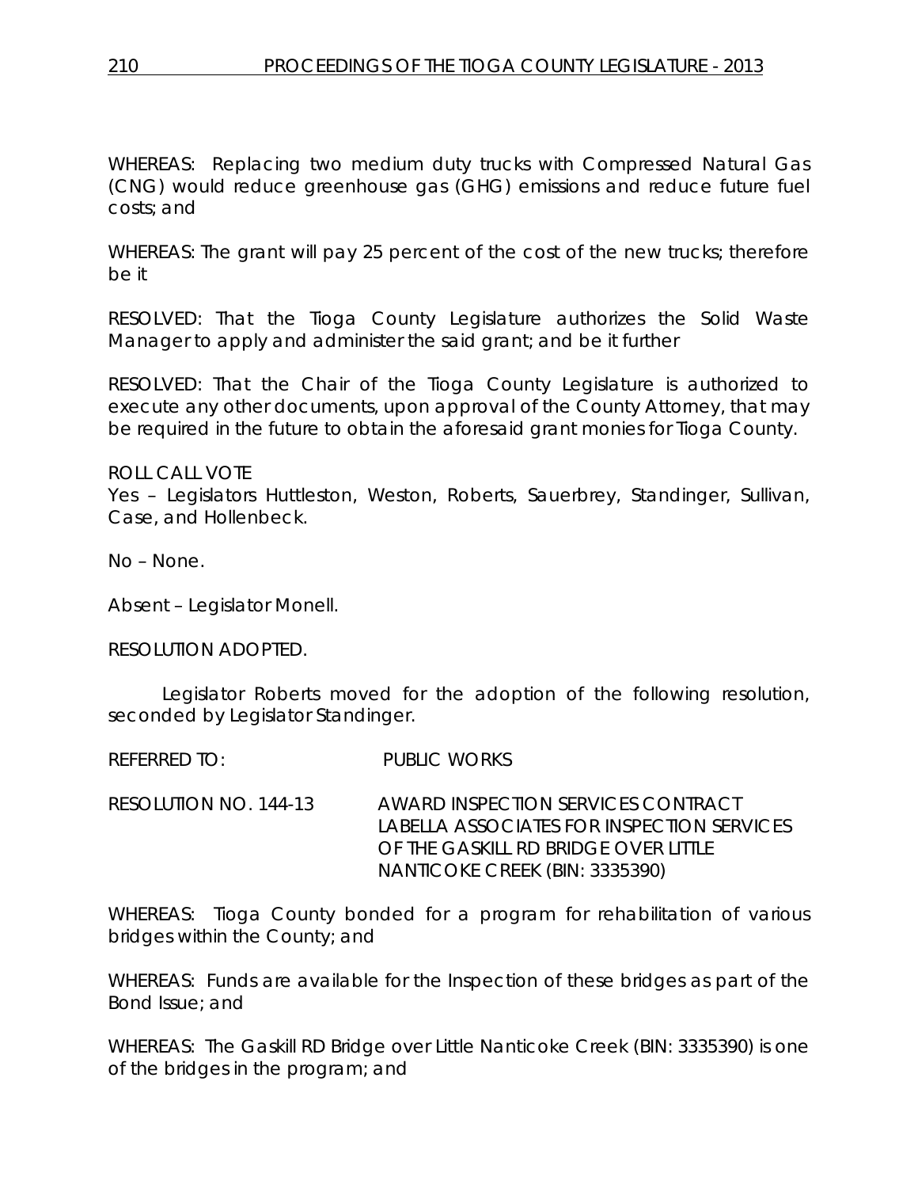WHEREAS: Replacing two medium duty trucks with Compressed Natural Gas (CNG) would reduce greenhouse gas (GHG) emissions and reduce future fuel costs; and

WHEREAS: The grant will pay 25 percent of the cost of the new trucks; therefore be it

RESOLVED: That the Tioga County Legislature authorizes the Solid Waste Manager to apply and administer the said grant; and be it further

RESOLVED: That the Chair of the Tioga County Legislature is authorized to execute any other documents, upon approval of the County Attorney, that may be required in the future to obtain the aforesaid grant monies for Tioga County.

ROLL CALL VOTE
Yes – Legislators Huttleston, Weston, Roberts, Sauerbrey, Standinger, Sullivan, Case, and Hollenbeck.

No – None.

Absent – Legislator Monell.

RESOLUTION ADOPTED.

Legislator Roberts moved for the adoption of the following resolution, seconded by Legislator Standinger.

REFERRED TO: PUBLIC WORKS

RESOLUTION NO. 144-13 AWARD INSPECTION SERVICES CONTRACT LABELLA ASSOCIATES FOR INSPECTION SERVICES OF THE GASKILL RD BRIDGE OVER LITTLE NANTICOKE CREEK (BIN: 3335390)

WHEREAS: Tioga County bonded for a program for rehabilitation of various bridges within the County; and

WHEREAS: Funds are available for the Inspection of these bridges as part of the Bond Issue; and

WHEREAS: The Gaskill RD Bridge over Little Nanticoke Creek (BIN: 3335390) is one of the bridges in the program; and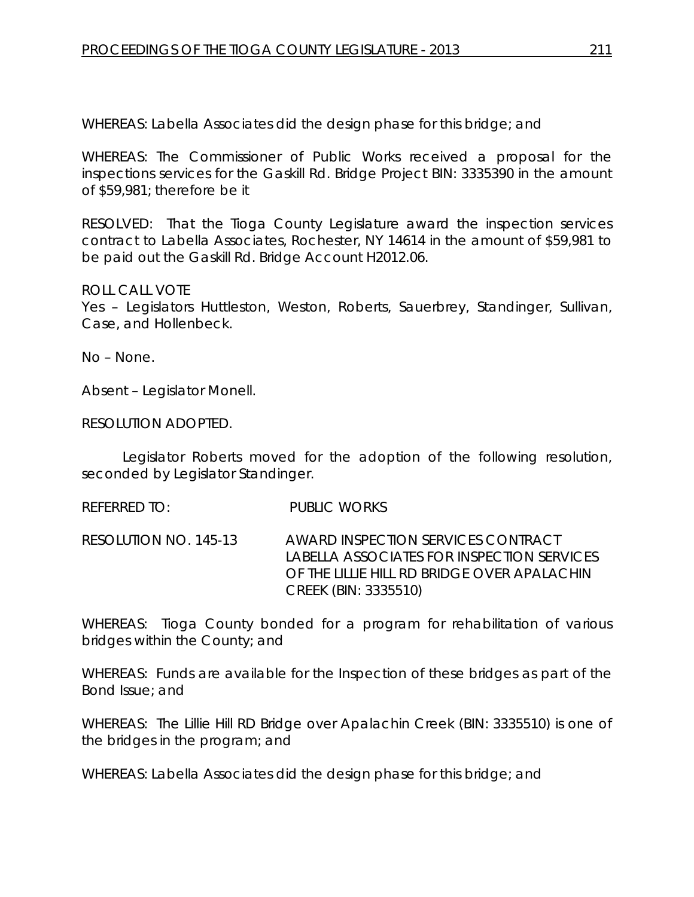WHEREAS: Labella Associates did the design phase for this bridge; and

WHEREAS: The Commissioner of Public Works received a proposal for the inspections services for the Gaskill Rd. Bridge Project BIN: 3335390 in the amount of $59,981; therefore be it

RESOLVED: That the Tioga County Legislature award the inspection services contract to Labella Associates, Rochester, NY 14614 in the amount of $59,981 to be paid out the Gaskill Rd. Bridge Account H2012.06.

ROLL CALL VOTE
Yes – Legislators Huttleston, Weston, Roberts, Sauerbrey, Standinger, Sullivan, Case, and Hollenbeck.

No – None.

Absent – Legislator Monell.

RESOLUTION ADOPTED.

Legislator Roberts moved for the adoption of the following resolution, seconded by Legislator Standinger.

REFERRED TO: PUBLIC WORKS

RESOLUTION NO. 145-13 AWARD INSPECTION SERVICES CONTRACT LABELLA ASSOCIATES FOR INSPECTION SERVICES OF THE LILLIE HILL RD BRIDGE OVER APALACHIN CREEK (BIN: 3335510)

WHEREAS: Tioga County bonded for a program for rehabilitation of various bridges within the County; and

WHEREAS: Funds are available for the Inspection of these bridges as part of the Bond Issue; and

WHEREAS: The Lillie Hill RD Bridge over Apalachin Creek (BIN: 3335510) is one of the bridges in the program; and

WHEREAS: Labella Associates did the design phase for this bridge; and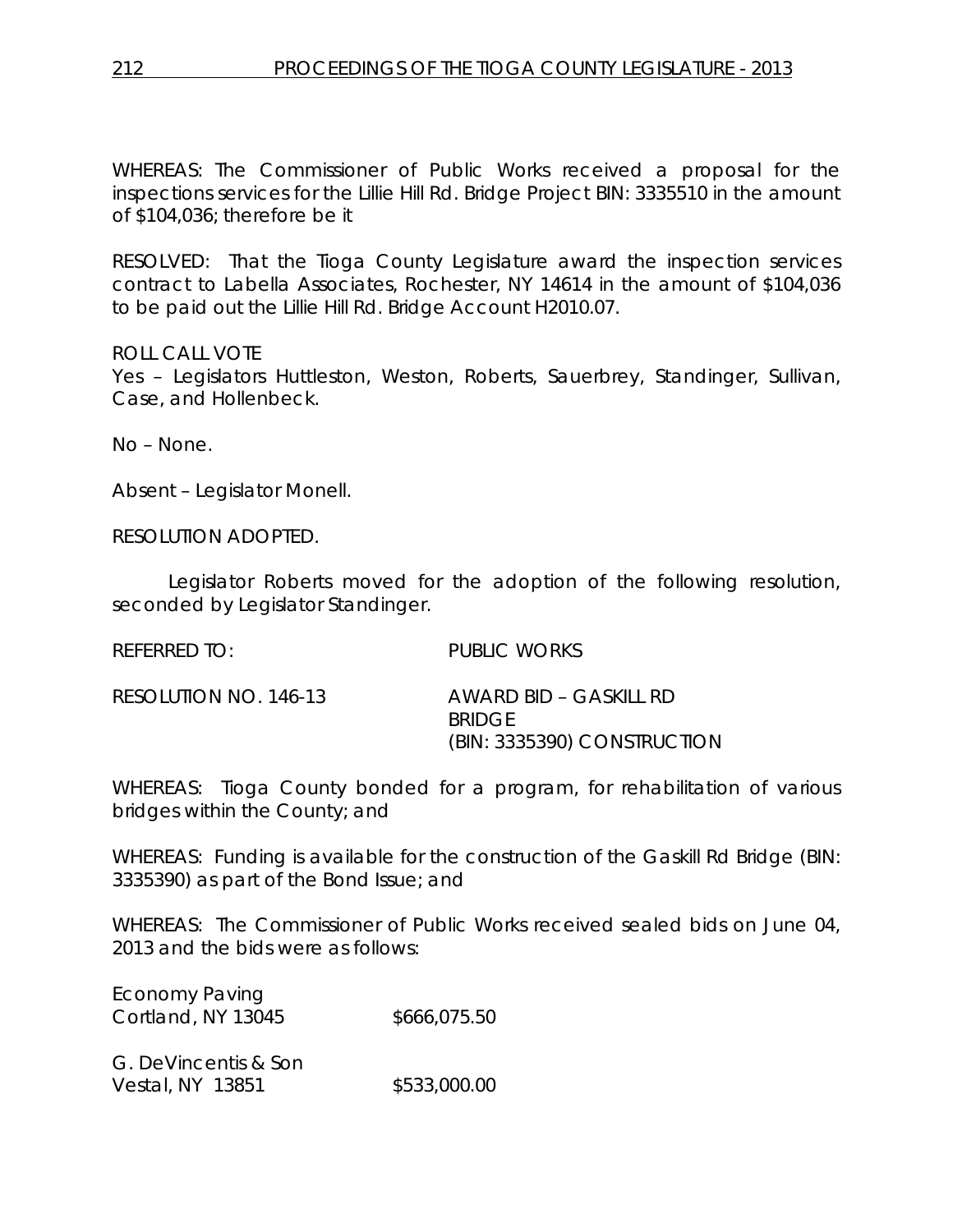WHEREAS: The Commissioner of Public Works received a proposal for the inspections services for the Lillie Hill Rd. Bridge Project BIN: 3335510 in the amount of $104,036; therefore be it

RESOLVED: That the Tioga County Legislature award the inspection services contract to Labella Associates, Rochester, NY 14614 in the amount of $104,036 to be paid out the Lillie Hill Rd. Bridge Account H2010.07.

ROLL CALL VOTE
Yes – Legislators Huttleston, Weston, Roberts, Sauerbrey, Standinger, Sullivan, Case, and Hollenbeck.

No – None.

Absent – Legislator Monell.

RESOLUTION ADOPTED.

Legislator Roberts moved for the adoption of the following resolution, seconded by Legislator Standinger.

REFERRED TO: PUBLIC WORKS

RESOLUTION NO. 146-13 AWARD BID – GASKILL RD BRIDGE (BIN: 3335390) CONSTRUCTION

WHEREAS: Tioga County bonded for a program, for rehabilitation of various bridges within the County; and

WHEREAS: Funding is available for the construction of the Gaskill Rd Bridge (BIN: 3335390) as part of the Bond Issue; and

WHEREAS: The Commissioner of Public Works received sealed bids on June 04, 2013 and the bids were as follows:

Economy Paving
Cortland, NY 13045 $666,075.50

G. DeVincentis & Son
Vestal, NY 13851 $533,000.00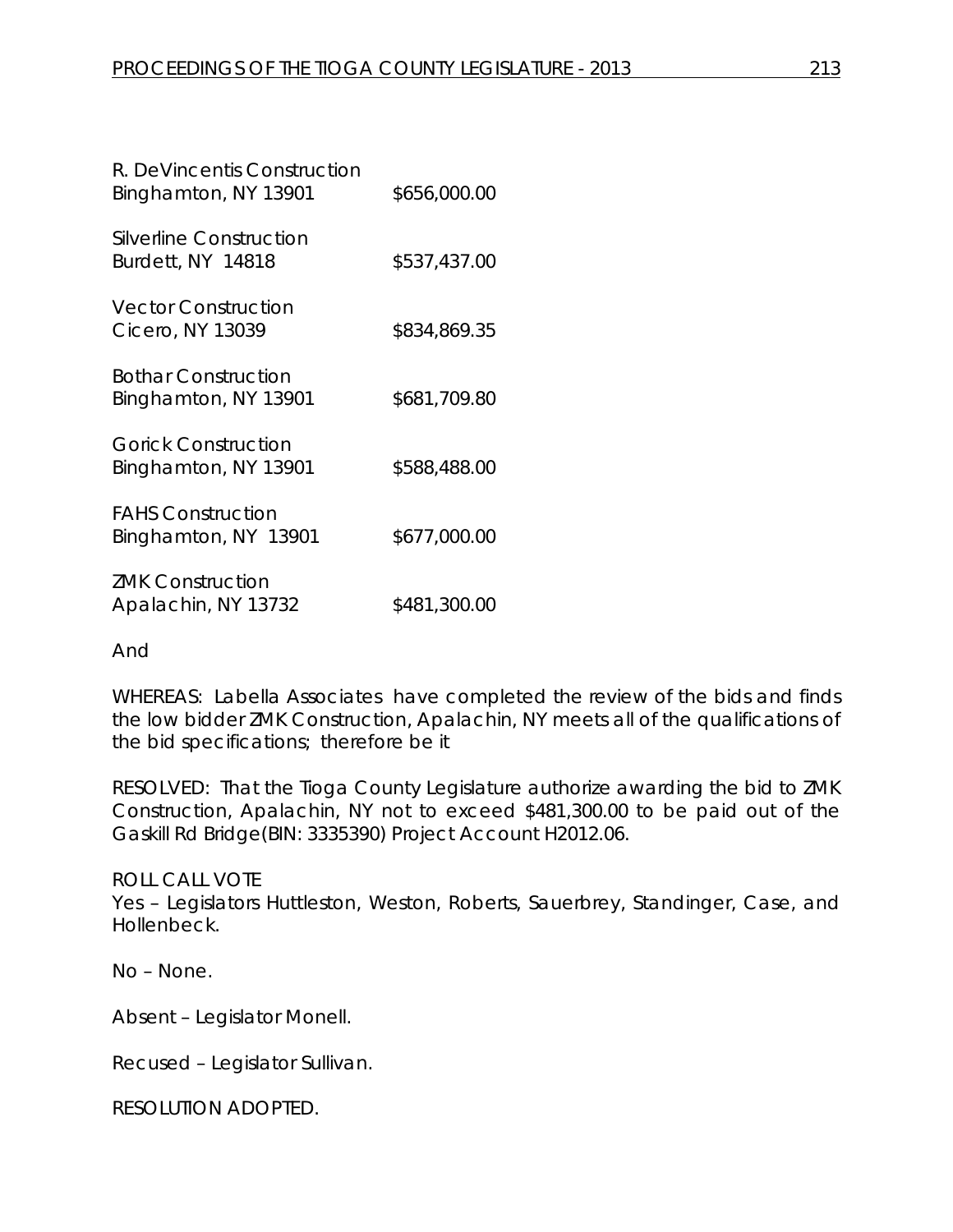R. DeVincentis Construction
Binghamton, NY 13901 $656,000.00

Silverline Construction
Burdett, NY 14818 $537,437.00

Vector Construction
Cicero, NY 13039 $834,869.35

Bothar Construction
Binghamton, NY 13901 $681,709.80

Gorick Construction
Binghamton, NY 13901 $588,488.00

FAHS Construction
Binghamton, NY 13901 $677,000.00

ZMK Construction
Apalachin, NY 13732 $481,300.00

And

WHEREAS: Labella Associates have completed the review of the bids and finds the low bidder ZMK Construction, Apalachin, NY meets all of the qualifications of the bid specifications; therefore be it

RESOLVED: That the Tioga County Legislature authorize awarding the bid to ZMK Construction, Apalachin, NY not to exceed $481,300.00 to be paid out of the Gaskill Rd Bridge(BIN: 3335390) Project Account H2012.06.

ROLL CALL VOTE
Yes – Legislators Huttleston, Weston, Roberts, Sauerbrey, Standinger, Case, and Hollenbeck.

No – None.

Absent – Legislator Monell.

Recused – Legislator Sullivan.

RESOLUTION ADOPTED.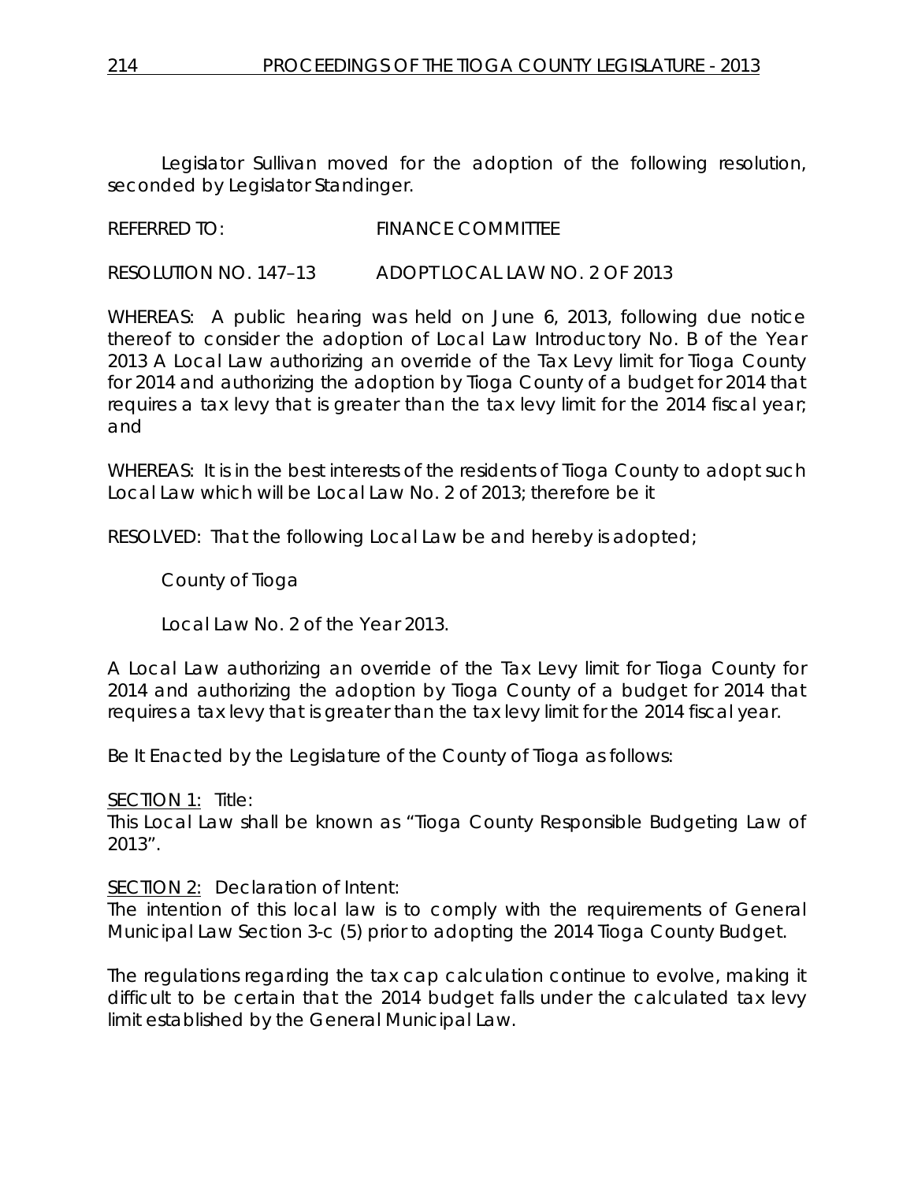Legislator Sullivan moved for the adoption of the following resolution, seconded by Legislator Standinger.

REFERRED TO: FINANCE COMMITTEE

RESOLUTION NO. 147–13 ADOPT LOCAL LAW NO. 2 OF 2013

WHEREAS: A public hearing was held on June 6, 2013, following due notice thereof to consider the adoption of Local Law Introductory No. B of the Year 2013 A Local Law authorizing an override of the Tax Levy limit for Tioga County for 2014 and authorizing the adoption by Tioga County of a budget for 2014 that requires a tax levy that is greater than the tax levy limit for the 2014 fiscal year; and

WHEREAS: It is in the best interests of the residents of Tioga County to adopt such Local Law which will be Local Law No. 2 of 2013; therefore be it

RESOLVED: That the following Local Law be and hereby is adopted;

County of Tioga

Local Law No. 2 of the Year 2013.

A Local Law authorizing an override of the Tax Levy limit for Tioga County for 2014 and authorizing the adoption by Tioga County of a budget for 2014 that requires a tax levy that is greater than the tax levy limit for the 2014 fiscal year.

Be It Enacted by the Legislature of the County of Tioga as follows:

SECTION 1: Title:
This Local Law shall be known as "Tioga County Responsible Budgeting Law of 2013".

SECTION 2: Declaration of Intent:
The intention of this local law is to comply with the requirements of General Municipal Law Section 3-c (5) prior to adopting the 2014 Tioga County Budget.

The regulations regarding the tax cap calculation continue to evolve, making it difficult to be certain that the 2014 budget falls under the calculated tax levy limit established by the General Municipal Law.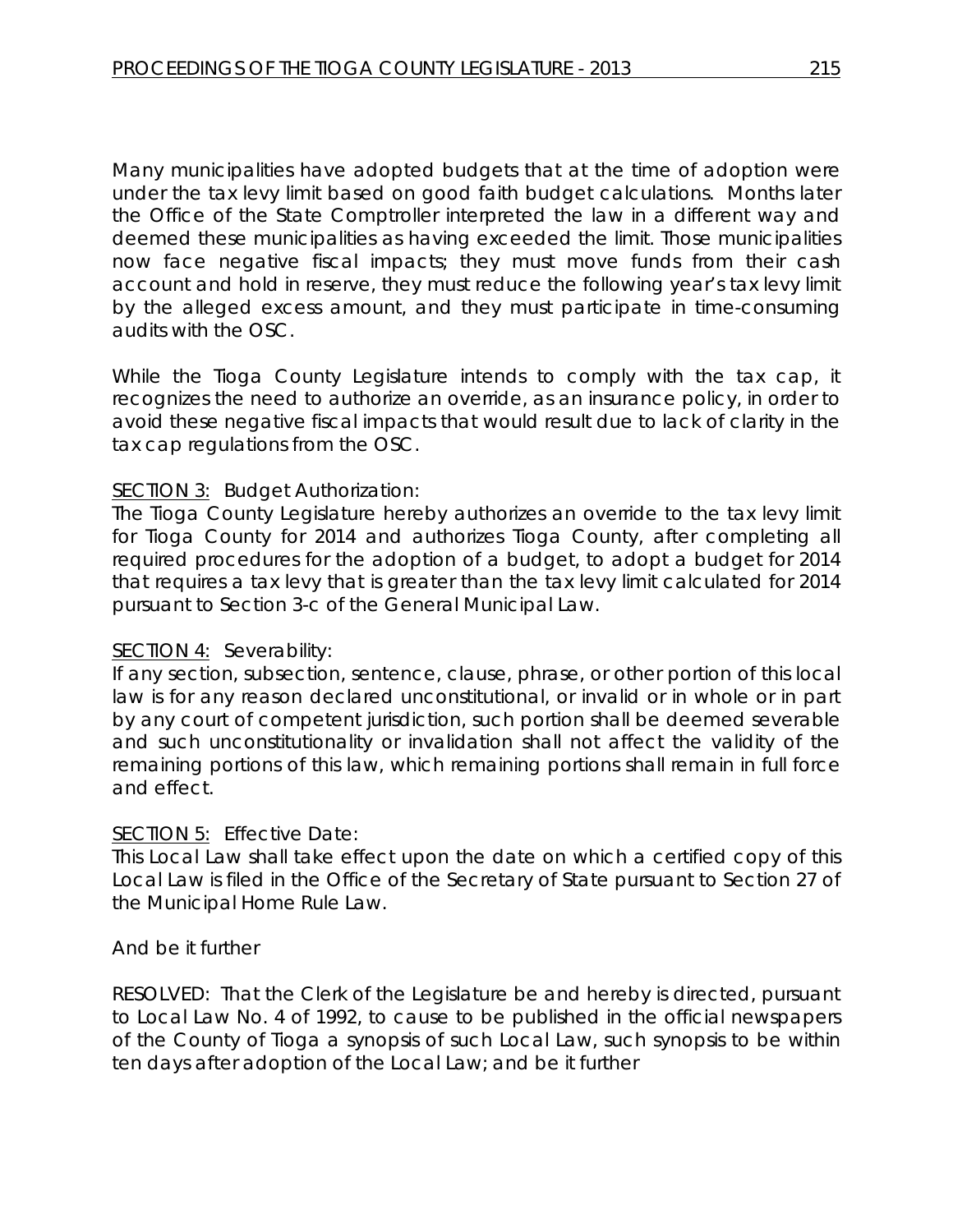Many municipalities have adopted budgets that at the time of adoption were under the tax levy limit based on good faith budget calculations. Months later the Office of the State Comptroller interpreted the law in a different way and deemed these municipalities as having exceeded the limit. Those municipalities now face negative fiscal impacts; they must move funds from their cash account and hold in reserve, they must reduce the following year's tax levy limit by the alleged excess amount, and they must participate in time-consuming audits with the OSC.

While the Tioga County Legislature intends to comply with the tax cap, it recognizes the need to authorize an override, as an insurance policy, in order to avoid these negative fiscal impacts that would result due to lack of clarity in the tax cap regulations from the OSC.

<u>SECTION 3:</u> Budget Authorization:
The Tioga County Legislature hereby authorizes an override to the tax levy limit for Tioga County for 2014 and authorizes Tioga County, after completing all required procedures for the adoption of a budget, to adopt a budget for 2014 that requires a tax levy that is greater than the tax levy limit calculated for 2014 pursuant to Section 3-c of the General Municipal Law.

<u>SECTION 4:</u> Severability:
If any section, subsection, sentence, clause, phrase, or other portion of this local law is for any reason declared unconstitutional, or invalid or in whole or in part by any court of competent jurisdiction, such portion shall be deemed severable and such unconstitutionality or invalidation shall not affect the validity of the remaining portions of this law, which remaining portions shall remain in full force and effect.

<u>SECTION 5:</u> Effective Date:
This Local Law shall take effect upon the date on which a certified copy of this Local Law is filed in the Office of the Secretary of State pursuant to Section 27 of the Municipal Home Rule Law.

And be it further

RESOLVED: That the Clerk of the Legislature be and hereby is directed, pursuant to Local Law No. 4 of 1992, to cause to be published in the official newspapers of the County of Tioga a synopsis of such Local Law, such synopsis to be within ten days after adoption of the Local Law; and be it further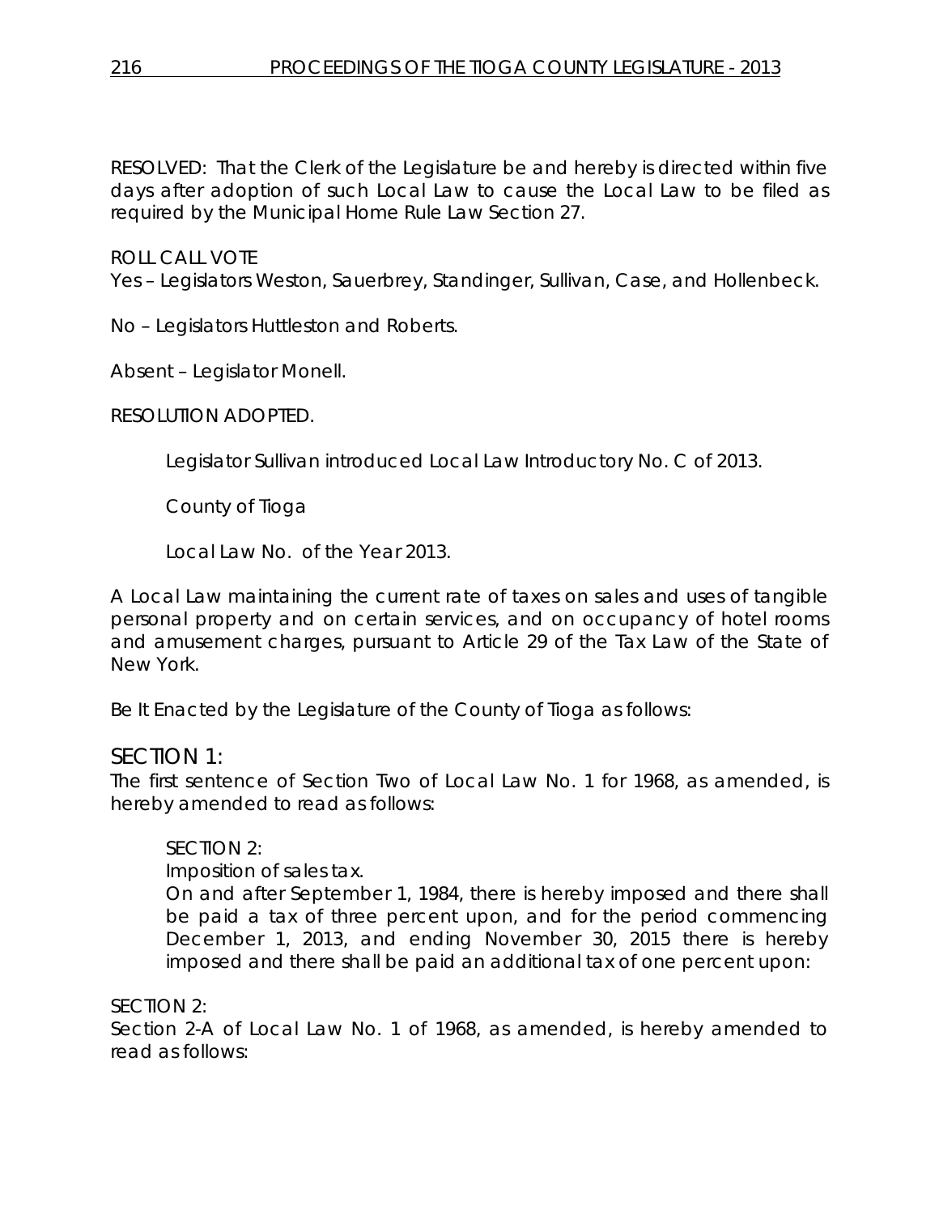RESOLVED: That the Clerk of the Legislature be and hereby is directed within five days after adoption of such Local Law to cause the Local Law to be filed as required by the Municipal Home Rule Law Section 27.

ROLL CALL VOTE
Yes – Legislators Weston, Sauerbrey, Standinger, Sullivan, Case, and Hollenbeck.

No – Legislators Huttleston and Roberts.

Absent – Legislator Monell.

RESOLUTION ADOPTED.

Legislator Sullivan introduced Local Law Introductory No. C of 2013.

County of Tioga

Local Law No. of the Year 2013.

A Local Law maintaining the current rate of taxes on sales and uses of tangible personal property and on certain services, and on occupancy of hotel rooms and amusement charges, pursuant to Article 29 of the Tax Law of the State of New York.

Be It Enacted by the Legislature of the County of Tioga as follows:

## SECTION 1:

The first sentence of Section Two of Local Law No. 1 for 1968, as amended, is hereby amended to read as follows:

> SECTION 2:
> Imposition of sales tax.
> On and after September 1, 1984, there is hereby imposed and there shall be paid a tax of three percent upon, and for the period commencing December 1, 2013, and ending November 30, 2015 there is hereby imposed and there shall be paid an additional tax of one percent upon:

SECTION 2:
Section 2-A of Local Law No. 1 of 1968, as amended, is hereby amended to read as follows: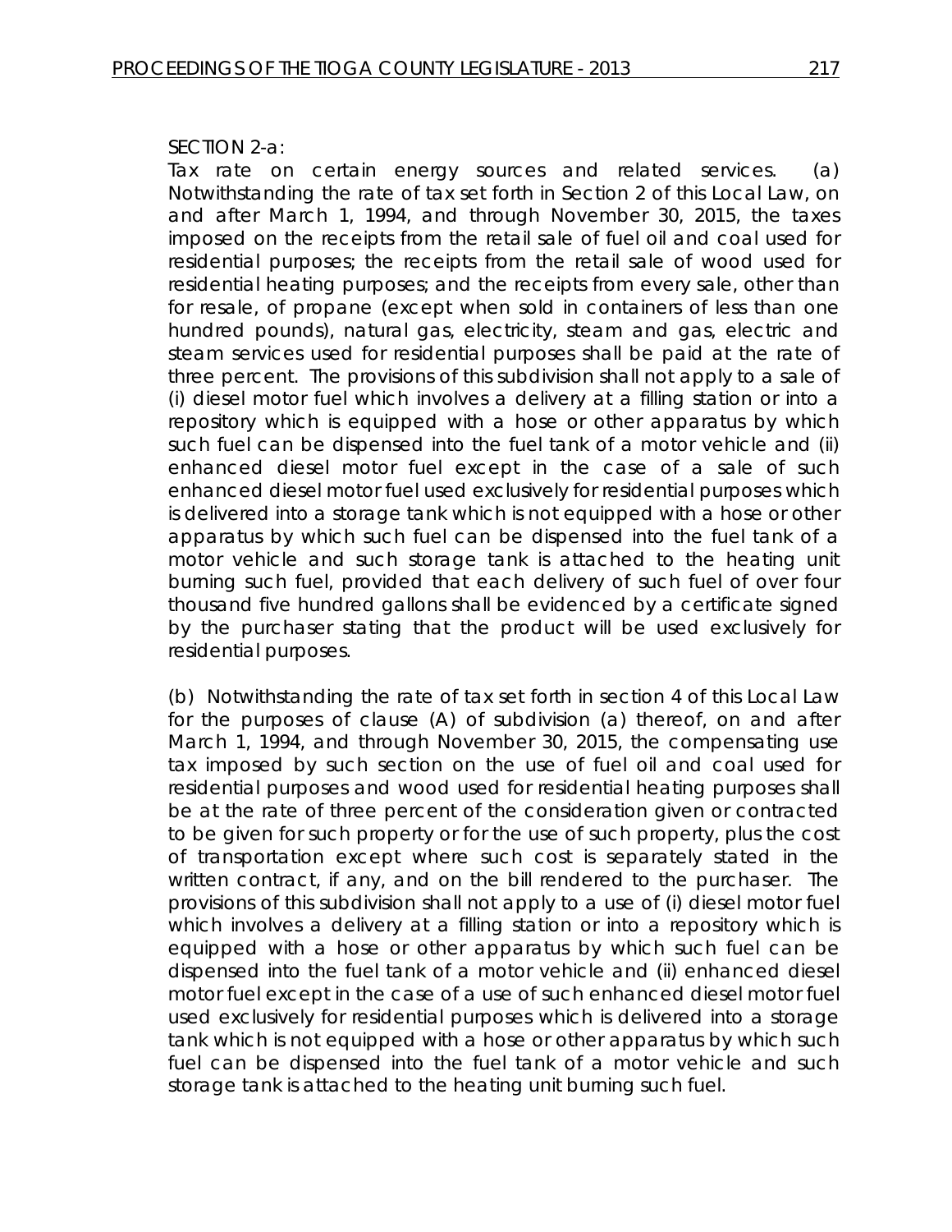SECTION 2-a:

Tax rate on certain energy sources and related services. (a) Notwithstanding the rate of tax set forth in Section 2 of this Local Law, on and after March 1, 1994, and through November 30, 2015, the taxes imposed on the receipts from the retail sale of fuel oil and coal used for residential purposes; the receipts from the retail sale of wood used for residential heating purposes; and the receipts from every sale, other than for resale, of propane (except when sold in containers of less than one hundred pounds), natural gas, electricity, steam and gas, electric and steam services used for residential purposes shall be paid at the rate of three percent. The provisions of this subdivision shall not apply to a sale of (i) diesel motor fuel which involves a delivery at a filling station or into a repository which is equipped with a hose or other apparatus by which such fuel can be dispensed into the fuel tank of a motor vehicle and (ii) enhanced diesel motor fuel except in the case of a sale of such enhanced diesel motor fuel used exclusively for residential purposes which is delivered into a storage tank which is not equipped with a hose or other apparatus by which such fuel can be dispensed into the fuel tank of a motor vehicle and such storage tank is attached to the heating unit burning such fuel, provided that each delivery of such fuel of over four thousand five hundred gallons shall be evidenced by a certificate signed by the purchaser stating that the product will be used exclusively for residential purposes.

(b) Notwithstanding the rate of tax set forth in section 4 of this Local Law for the purposes of clause (A) of subdivision (a) thereof, on and after March 1, 1994, and through November 30, 2015, the compensating use tax imposed by such section on the use of fuel oil and coal used for residential purposes and wood used for residential heating purposes shall be at the rate of three percent of the consideration given or contracted to be given for such property or for the use of such property, plus the cost of transportation except where such cost is separately stated in the written contract, if any, and on the bill rendered to the purchaser. The provisions of this subdivision shall not apply to a use of (i) diesel motor fuel which involves a delivery at a filling station or into a repository which is equipped with a hose or other apparatus by which such fuel can be dispensed into the fuel tank of a motor vehicle and (ii) enhanced diesel motor fuel except in the case of a use of such enhanced diesel motor fuel used exclusively for residential purposes which is delivered into a storage tank which is not equipped with a hose or other apparatus by which such fuel can be dispensed into the fuel tank of a motor vehicle and such storage tank is attached to the heating unit burning such fuel.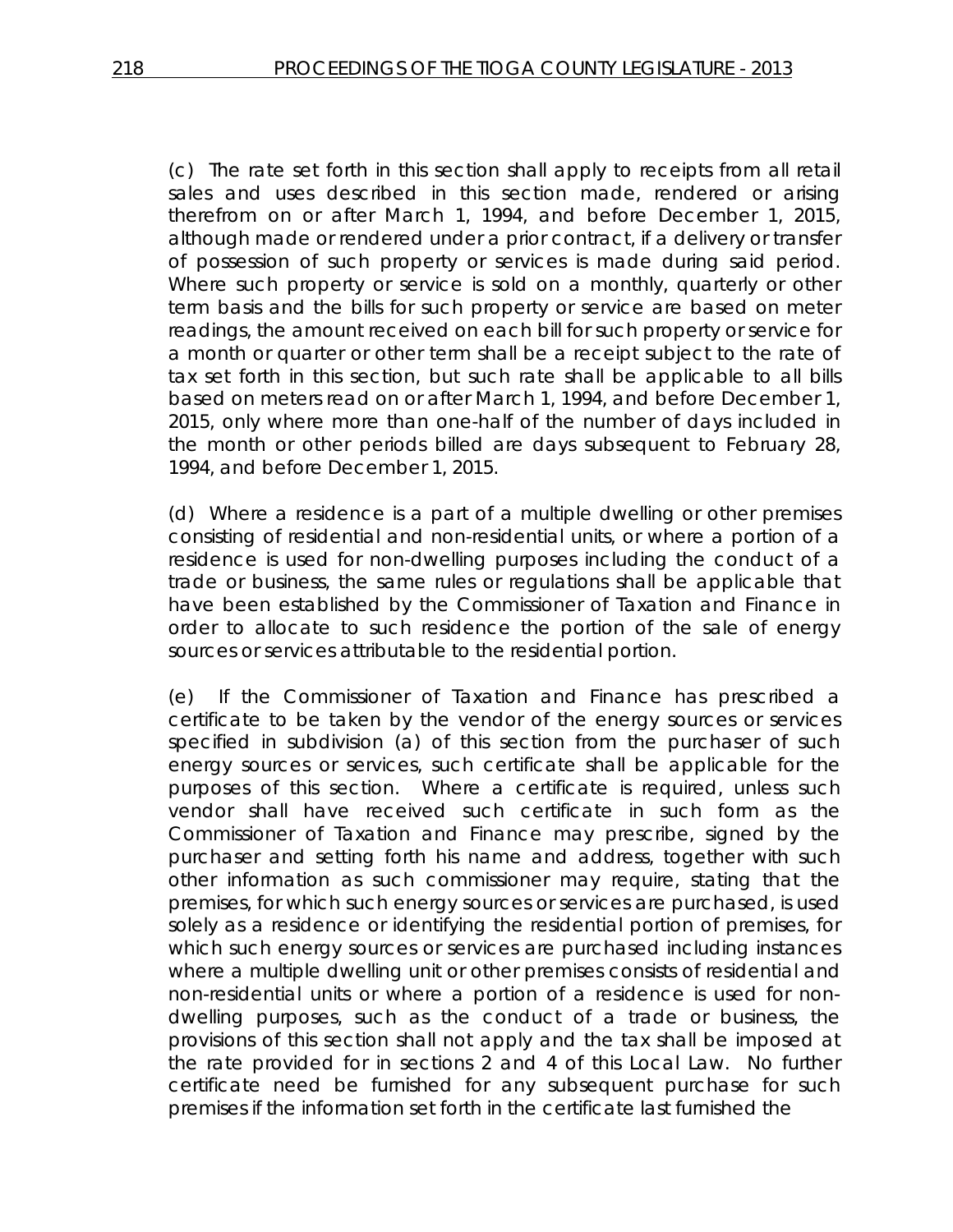(c) The rate set forth in this section shall apply to receipts from all retail sales and uses described in this section made, rendered or arising therefrom on or after March 1, 1994, and before December 1, 2015, although made or rendered under a prior contract, if a delivery or transfer of possession of such property or services is made during said period. Where such property or service is sold on a monthly, quarterly or other term basis and the bills for such property or service are based on meter readings, the amount received on each bill for such property or service for a month or quarter or other term shall be a receipt subject to the rate of tax set forth in this section, but such rate shall be applicable to all bills based on meters read on or after March 1, 1994, and before December 1, 2015, only where more than one-half of the number of days included in the month or other periods billed are days subsequent to February 28, 1994, and before December 1, 2015.

(d) Where a residence is a part of a multiple dwelling or other premises consisting of residential and non-residential units, or where a portion of a residence is used for non-dwelling purposes including the conduct of a trade or business, the same rules or regulations shall be applicable that have been established by the Commissioner of Taxation and Finance in order to allocate to such residence the portion of the sale of energy sources or services attributable to the residential portion.

(e) If the Commissioner of Taxation and Finance has prescribed a certificate to be taken by the vendor of the energy sources or services specified in subdivision (a) of this section from the purchaser of such energy sources or services, such certificate shall be applicable for the purposes of this section. Where a certificate is required, unless such vendor shall have received such certificate in such form as the Commissioner of Taxation and Finance may prescribe, signed by the purchaser and setting forth his name and address, together with such other information as such commissioner may require, stating that the premises, for which such energy sources or services are purchased, is used solely as a residence or identifying the residential portion of premises, for which such energy sources or services are purchased including instances where a multiple dwelling unit or other premises consists of residential and non-residential units or where a portion of a residence is used for non-dwelling purposes, such as the conduct of a trade or business, the provisions of this section shall not apply and the tax shall be imposed at the rate provided for in sections 2 and 4 of this Local Law. No further certificate need be furnished for any subsequent purchase for such premises if the information set forth in the certificate last furnished the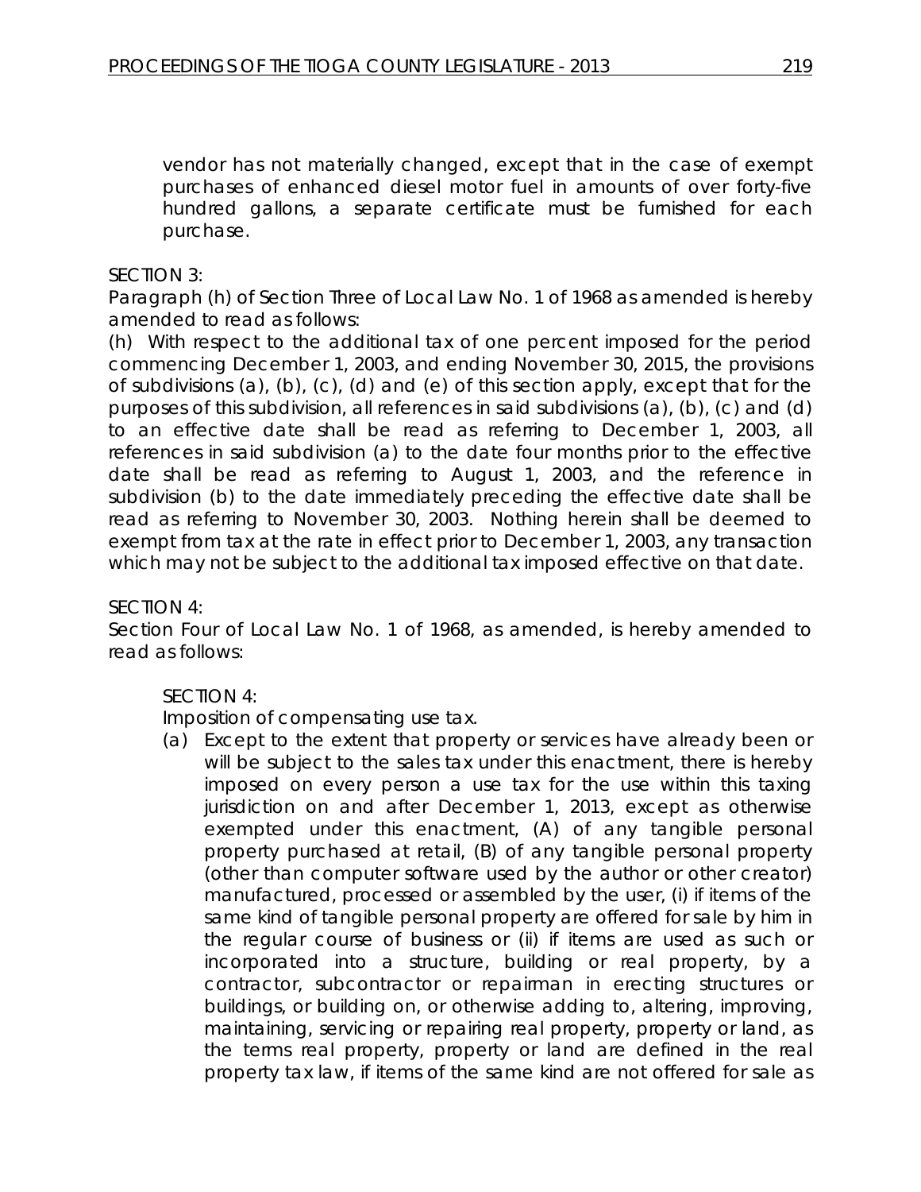vendor has not materially changed, except that in the case of exempt purchases of enhanced diesel motor fuel in amounts of over forty-five hundred gallons, a separate certificate must be furnished for each purchase.

SECTION 3:

Paragraph (h) of Section Three of Local Law No. 1 of 1968 as amended is hereby amended to read as follows:

(h) With respect to the additional tax of one percent imposed for the period commencing December 1, 2003, and ending November 30, 2015, the provisions of subdivisions (a), (b), (c), (d) and (e) of this section apply, except that for the purposes of this subdivision, all references in said subdivisions (a), (b), (c) and (d) to an effective date shall be read as referring to December 1, 2003, all references in said subdivision (a) to the date four months prior to the effective date shall be read as referring to August 1, 2003, and the reference in subdivision (b) to the date immediately preceding the effective date shall be read as referring to November 30, 2003. Nothing herein shall be deemed to exempt from tax at the rate in effect prior to December 1, 2003, any transaction which may not be subject to the additional tax imposed effective on that date.

SECTION 4:

Section Four of Local Law No. 1 of 1968, as amended, is hereby amended to read as follows:

SECTION 4:

Imposition of compensating use tax.

(a) Except to the extent that property or services have already been or will be subject to the sales tax under this enactment, there is hereby imposed on every person a use tax for the use within this taxing jurisdiction on and after December 1, 2013, except as otherwise exempted under this enactment, (A) of any tangible personal property purchased at retail, (B) of any tangible personal property (other than computer software used by the author or other creator) manufactured, processed or assembled by the user, (i) if items of the same kind of tangible personal property are offered for sale by him in the regular course of business or (ii) if items are used as such or incorporated into a structure, building or real property, by a contractor, subcontractor or repairman in erecting structures or buildings, or building on, or otherwise adding to, altering, improving, maintaining, servicing or repairing real property, property or land, as the terms real property, property or land are defined in the real property tax law, if items of the same kind are not offered for sale as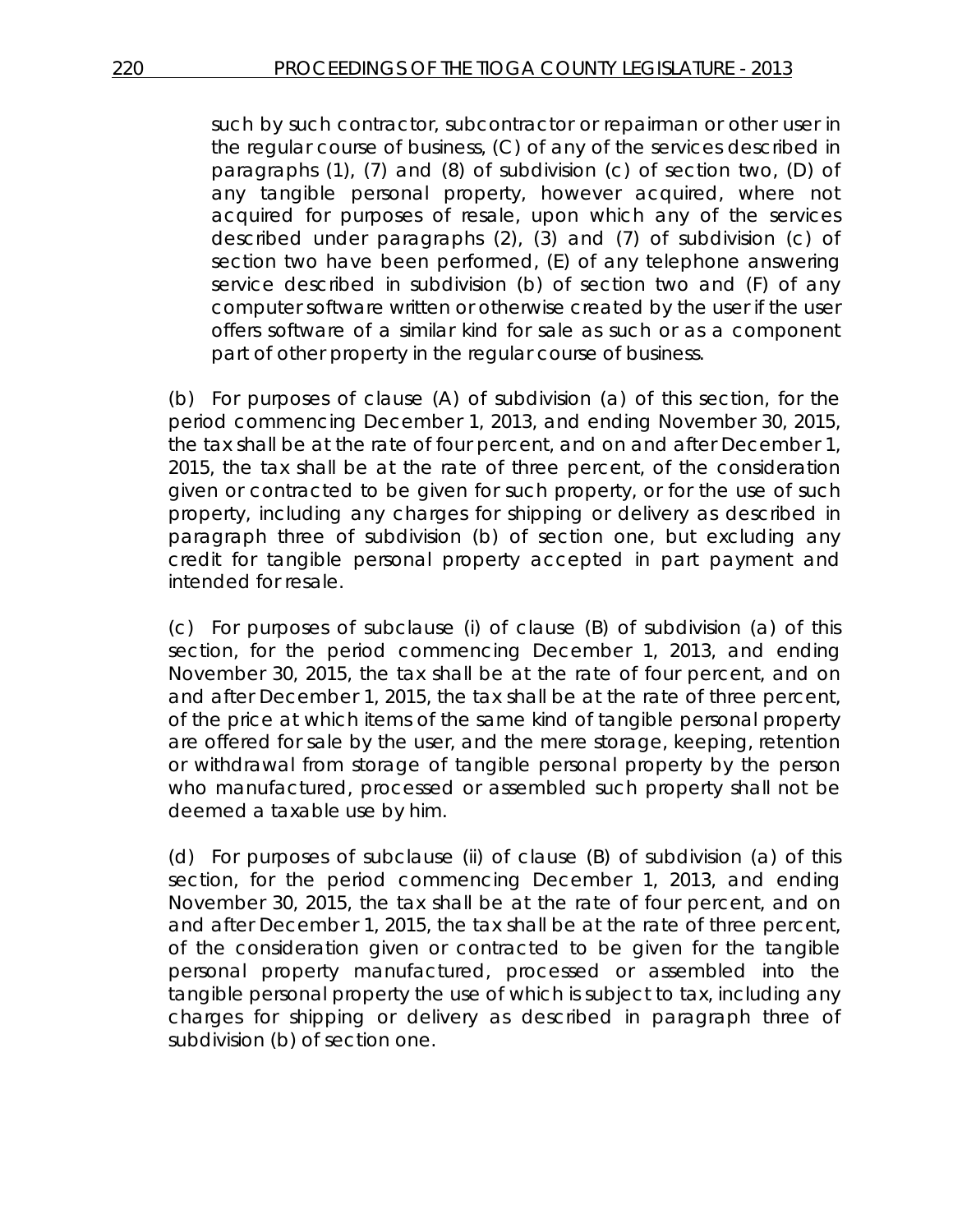such by such contractor, subcontractor or repairman or other user in the regular course of business, (C) of any of the services described in paragraphs (1), (7) and (8) of subdivision (c) of section two, (D) of any tangible personal property, however acquired, where not acquired for purposes of resale, upon which any of the services described under paragraphs (2), (3) and (7) of subdivision (c) of section two have been performed, (E) of any telephone answering service described in subdivision (b) of section two and (F) of any computer software written or otherwise created by the user if the user offers software of a similar kind for sale as such or as a component part of other property in the regular course of business.

(b) For purposes of clause (A) of subdivision (a) of this section, for the period commencing December 1, 2013, and ending November 30, 2015, the tax shall be at the rate of four percent, and on and after December 1, 2015, the tax shall be at the rate of three percent, of the consideration given or contracted to be given for such property, or for the use of such property, including any charges for shipping or delivery as described in paragraph three of subdivision (b) of section one, but excluding any credit for tangible personal property accepted in part payment and intended for resale.

(c) For purposes of subclause (i) of clause (B) of subdivision (a) of this section, for the period commencing December 1, 2013, and ending November 30, 2015, the tax shall be at the rate of four percent, and on and after December 1, 2015, the tax shall be at the rate of three percent, of the price at which items of the same kind of tangible personal property are offered for sale by the user, and the mere storage, keeping, retention or withdrawal from storage of tangible personal property by the person who manufactured, processed or assembled such property shall not be deemed a taxable use by him.

(d) For purposes of subclause (ii) of clause (B) of subdivision (a) of this section, for the period commencing December 1, 2013, and ending November 30, 2015, the tax shall be at the rate of four percent, and on and after December 1, 2015, the tax shall be at the rate of three percent, of the consideration given or contracted to be given for the tangible personal property manufactured, processed or assembled into the tangible personal property the use of which is subject to tax, including any charges for shipping or delivery as described in paragraph three of subdivision (b) of section one.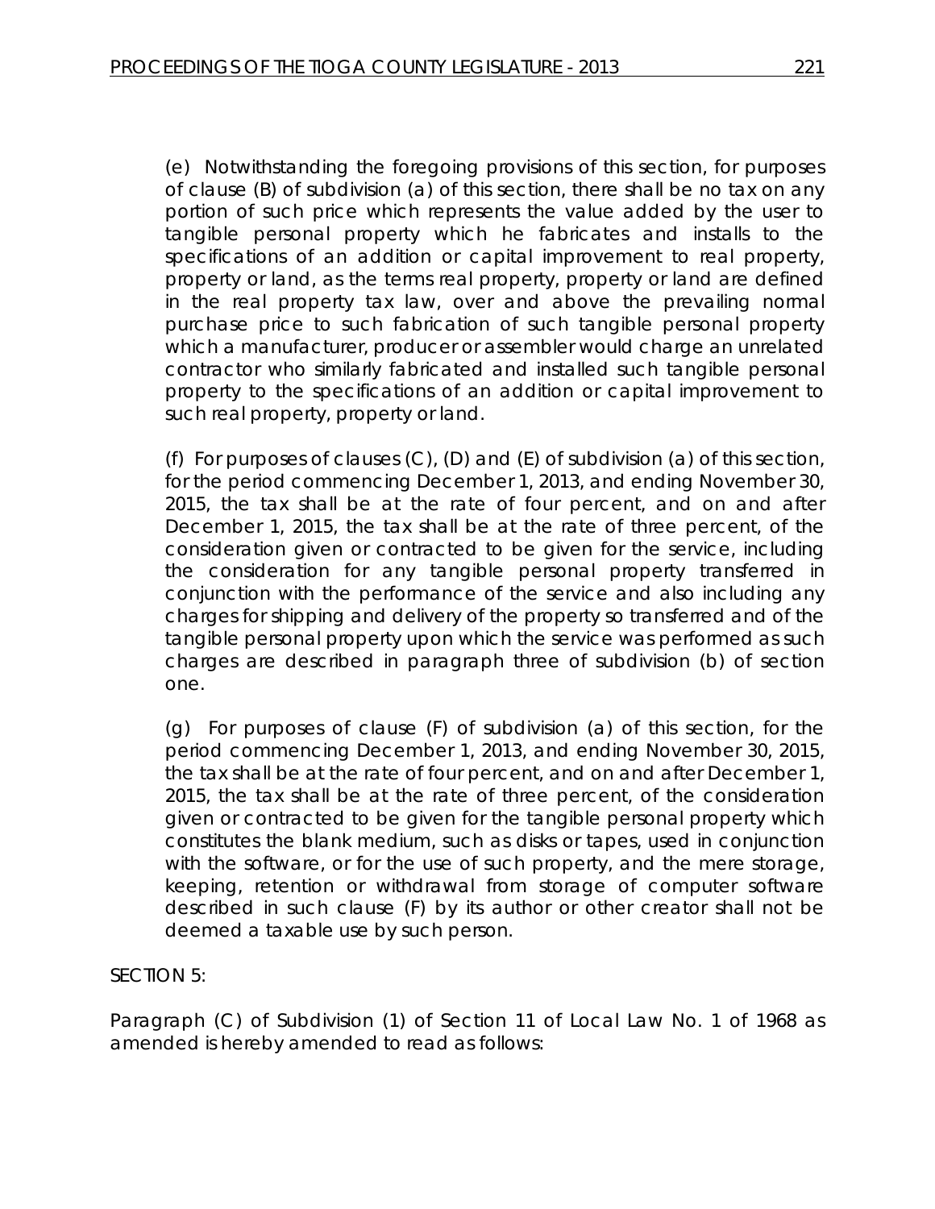(e) Notwithstanding the foregoing provisions of this section, for purposes of clause (B) of subdivision (a) of this section, there shall be no tax on any portion of such price which represents the value added by the user to tangible personal property which he fabricates and installs to the specifications of an addition or capital improvement to real property, property or land, as the terms real property, property or land are defined in the real property tax law, over and above the prevailing normal purchase price to such fabrication of such tangible personal property which a manufacturer, producer or assembler would charge an unrelated contractor who similarly fabricated and installed such tangible personal property to the specifications of an addition or capital improvement to such real property, property or land.

(f) For purposes of clauses (C), (D) and (E) of subdivision (a) of this section, for the period commencing December 1, 2013, and ending November 30, 2015, the tax shall be at the rate of four percent, and on and after December 1, 2015, the tax shall be at the rate of three percent, of the consideration given or contracted to be given for the service, including the consideration for any tangible personal property transferred in conjunction with the performance of the service and also including any charges for shipping and delivery of the property so transferred and of the tangible personal property upon which the service was performed as such charges are described in paragraph three of subdivision (b) of section one.

(g) For purposes of clause (F) of subdivision (a) of this section, for the period commencing December 1, 2013, and ending November 30, 2015, the tax shall be at the rate of four percent, and on and after December 1, 2015, the tax shall be at the rate of three percent, of the consideration given or contracted to be given for the tangible personal property which constitutes the blank medium, such as disks or tapes, used in conjunction with the software, or for the use of such property, and the mere storage, keeping, retention or withdrawal from storage of computer software described in such clause (F) by its author or other creator shall not be deemed a taxable use by such person.

SECTION 5:

Paragraph (C) of Subdivision (1) of Section 11 of Local Law No. 1 of 1968 as amended is hereby amended to read as follows: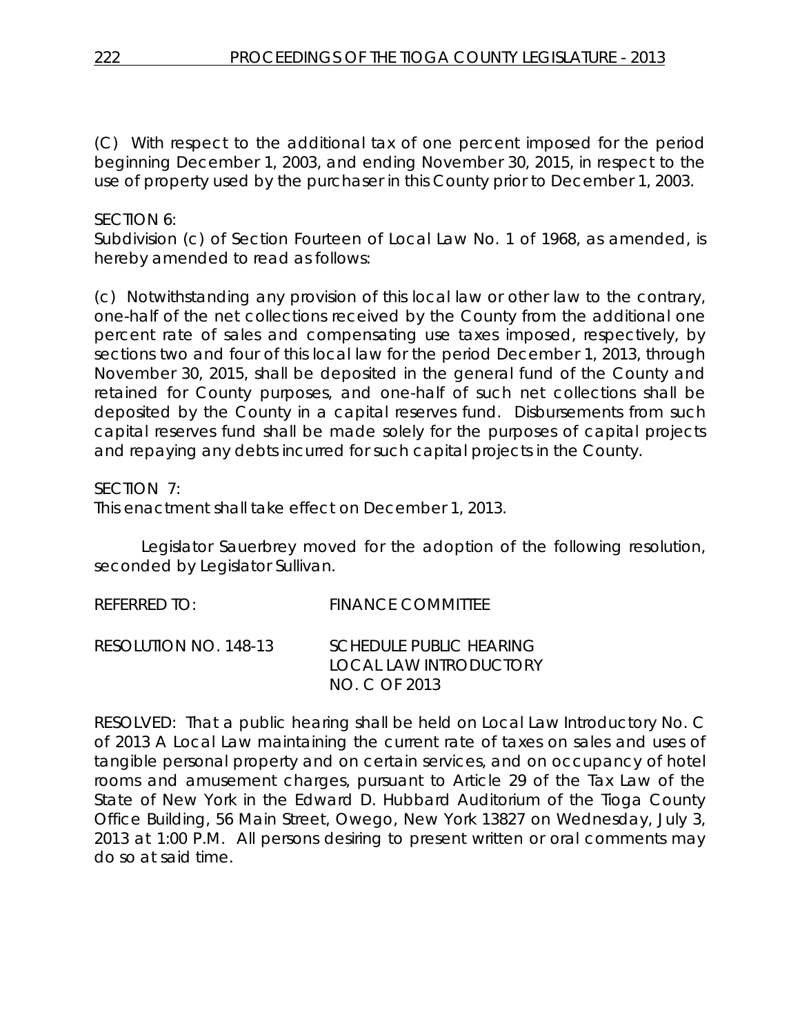(C) With respect to the additional tax of one percent imposed for the period beginning December 1, 2003, and ending November 30, 2015, in respect to the use of property used by the purchaser in this County prior to December 1, 2003.

SECTION 6:
Subdivision (c) of Section Fourteen of Local Law No. 1 of 1968, as amended, is hereby amended to read as follows:

(c) Notwithstanding any provision of this local law or other law to the contrary, one-half of the net collections received by the County from the additional one percent rate of sales and compensating use taxes imposed, respectively, by sections two and four of this local law for the period December 1, 2013, through November 30, 2015, shall be deposited in the general fund of the County and retained for County purposes, and one-half of such net collections shall be deposited by the County in a capital reserves fund. Disbursements from such capital reserves fund shall be made solely for the purposes of capital projects and repaying any debts incurred for such capital projects in the County.

SECTION 7:
This enactment shall take effect on December 1, 2013.

Legislator Sauerbrey moved for the adoption of the following resolution, seconded by Legislator Sullivan.

REFERRED TO: FINANCE COMMITTEE

RESOLUTION NO. 148-13 SCHEDULE PUBLIC HEARING LOCAL LAW INTRODUCTORY NO. C OF 2013

RESOLVED: That a public hearing shall be held on Local Law Introductory No. C of 2013 A Local Law maintaining the current rate of taxes on sales and uses of tangible personal property and on certain services, and on occupancy of hotel rooms and amusement charges, pursuant to Article 29 of the Tax Law of the State of New York in the Edward D. Hubbard Auditorium of the Tioga County Office Building, 56 Main Street, Owego, New York 13827 on Wednesday, July 3, 2013 at 1:00 P.M. All persons desiring to present written or oral comments may do so at said time.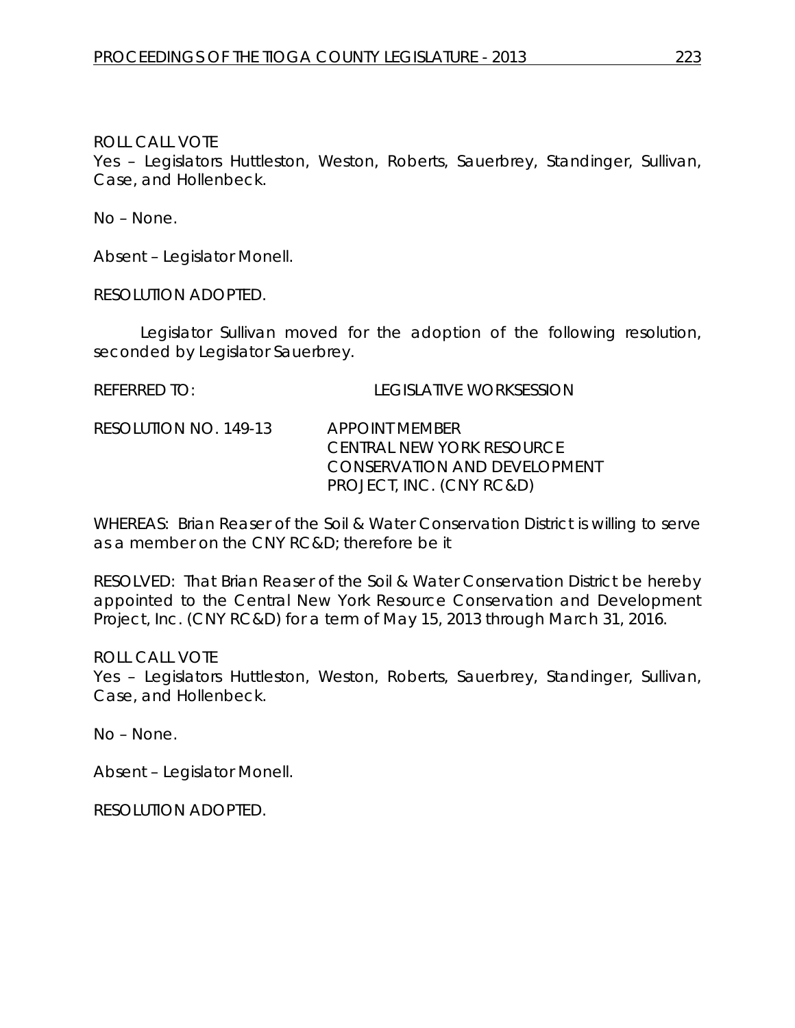ROLL CALL VOTE
Yes – Legislators Huttleston, Weston, Roberts, Sauerbrey, Standinger, Sullivan, Case, and Hollenbeck.

No – None.

Absent – Legislator Monell.

RESOLUTION ADOPTED.

Legislator Sullivan moved for the adoption of the following resolution, seconded by Legislator Sauerbrey.

REFERRED TO: LEGISLATIVE WORKSESSION

RESOLUTION NO. 149-13 APPOINT MEMBER
CENTRAL NEW YORK RESOURCE
CONSERVATION AND DEVELOPMENT
PROJECT, INC. (CNY RC&D)

WHEREAS: Brian Reaser of the Soil & Water Conservation District is willing to serve as a member on the CNY RC&D; therefore be it

RESOLVED: That Brian Reaser of the Soil & Water Conservation District be hereby appointed to the Central New York Resource Conservation and Development Project, Inc. (CNY RC&D) for a term of May 15, 2013 through March 31, 2016.

ROLL CALL VOTE
Yes – Legislators Huttleston, Weston, Roberts, Sauerbrey, Standinger, Sullivan, Case, and Hollenbeck.

No – None.

Absent – Legislator Monell.

RESOLUTION ADOPTED.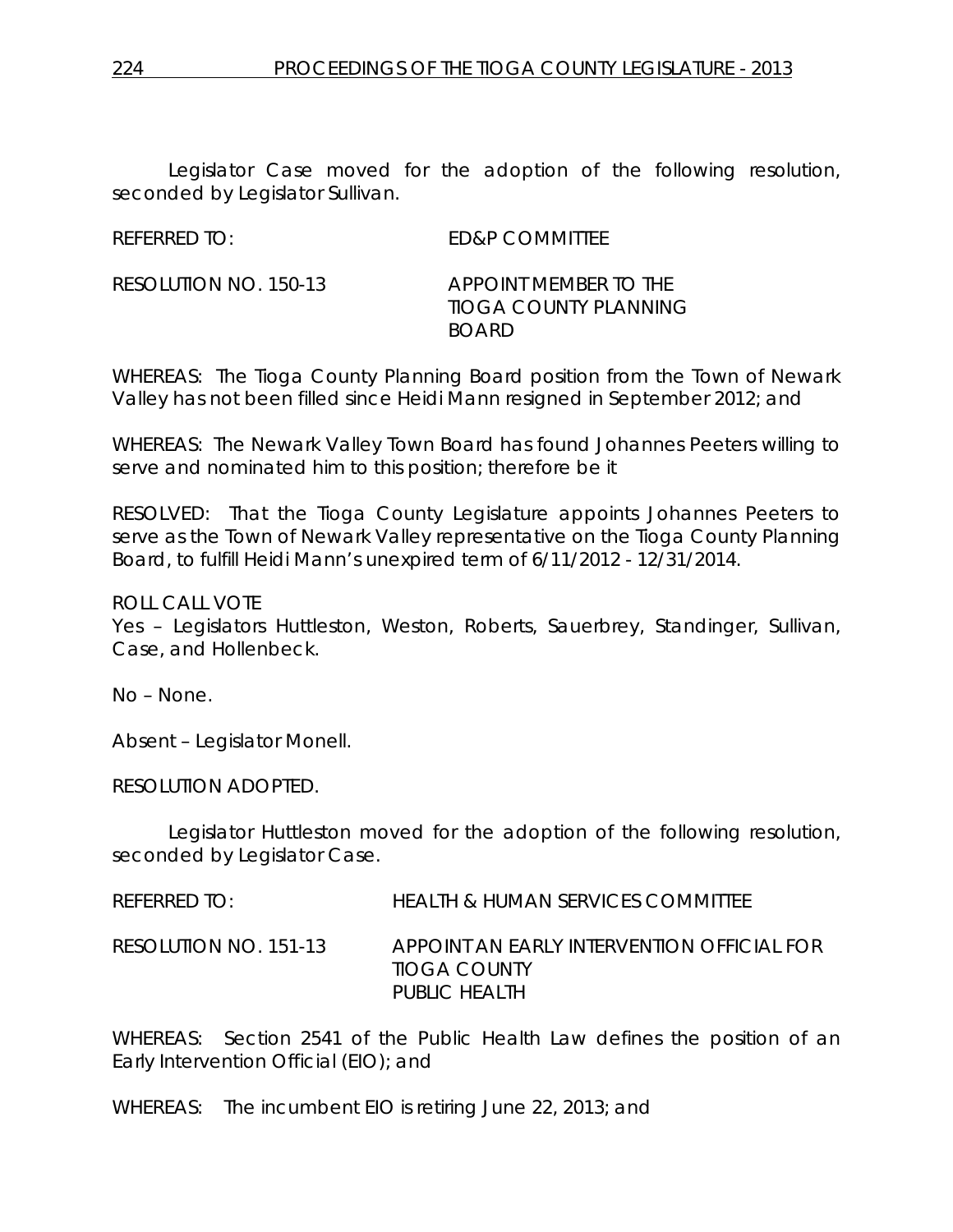Legislator Case moved for the adoption of the following resolution, seconded by Legislator Sullivan.

REFERRED TO: ED&P COMMITTEE

RESOLUTION NO. 150-13 APPOINT MEMBER TO THE TIOGA COUNTY PLANNING BOARD

WHEREAS: The Tioga County Planning Board position from the Town of Newark Valley has not been filled since Heidi Mann resigned in September 2012; and

WHEREAS: The Newark Valley Town Board has found Johannes Peeters willing to serve and nominated him to this position; therefore be it

RESOLVED: That the Tioga County Legislature appoints Johannes Peeters to serve as the Town of Newark Valley representative on the Tioga County Planning Board, to fulfill Heidi Mann's unexpired term of 6/11/2012 - 12/31/2014.

ROLL CALL VOTE
Yes – Legislators Huttleston, Weston, Roberts, Sauerbrey, Standinger, Sullivan, Case, and Hollenbeck.

No – None.

Absent – Legislator Monell.

RESOLUTION ADOPTED.

Legislator Huttleston moved for the adoption of the following resolution, seconded by Legislator Case.

REFERRED TO: HEALTH & HUMAN SERVICES COMMITTEE

RESOLUTION NO. 151-13 APPOINT AN EARLY INTERVENTION OFFICIAL FOR TIOGA COUNTY PUBLIC HEALTH

WHEREAS: Section 2541 of the Public Health Law defines the position of an Early Intervention Official (EIO); and

WHEREAS: The incumbent EIO is retiring June 22, 2013; and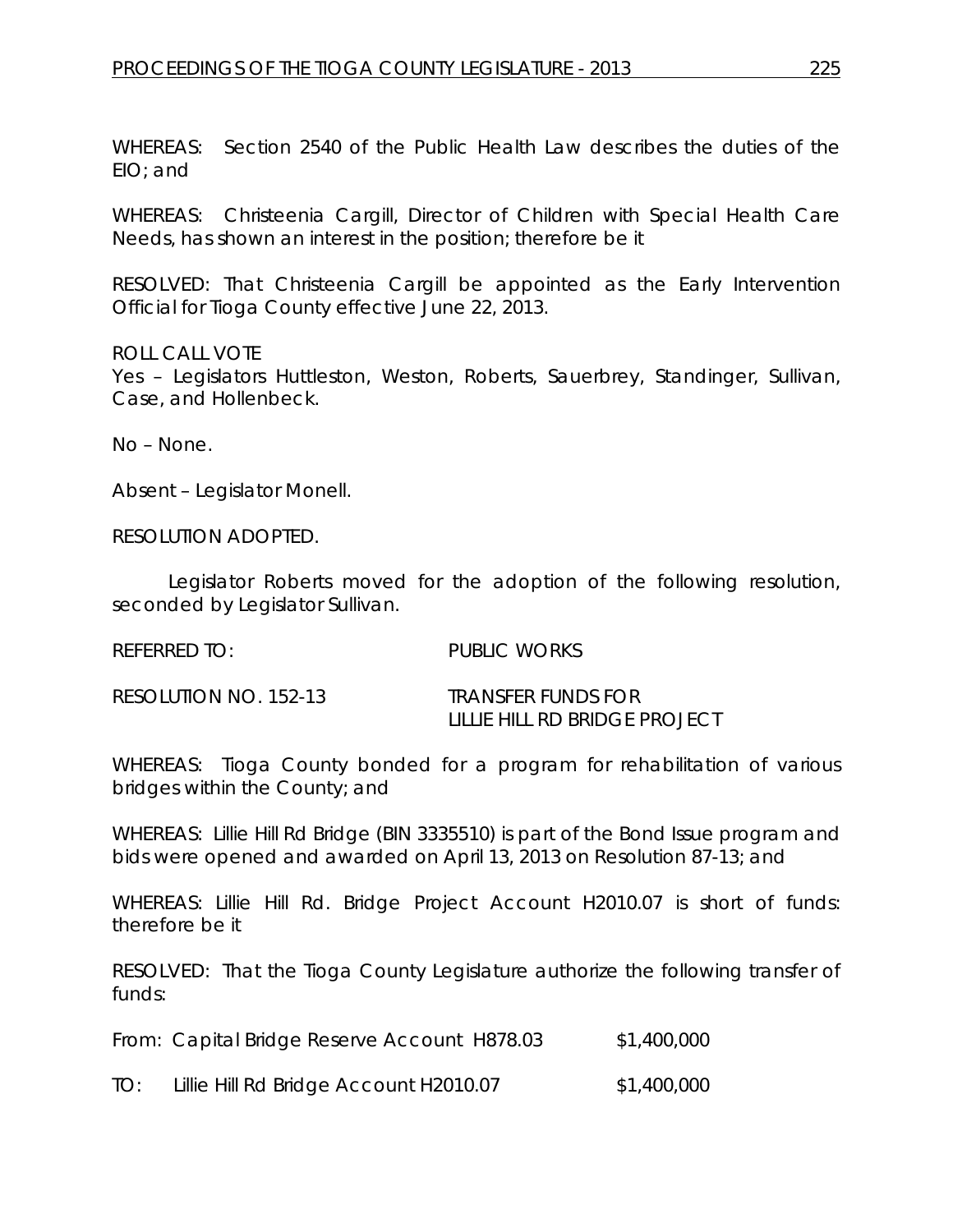WHEREAS: Section 2540 of the Public Health Law describes the duties of the EIO; and

WHEREAS: Christeenia Cargill, Director of Children with Special Health Care Needs, has shown an interest in the position; therefore be it

RESOLVED: That Christeenia Cargill be appointed as the Early Intervention Official for Tioga County effective June 22, 2013.

ROLL CALL VOTE
Yes – Legislators Huttleston, Weston, Roberts, Sauerbrey, Standinger, Sullivan, Case, and Hollenbeck.

No – None.

Absent – Legislator Monell.

RESOLUTION ADOPTED.

Legislator Roberts moved for the adoption of the following resolution, seconded by Legislator Sullivan.

REFERRED TO: PUBLIC WORKS

RESOLUTION NO. 152-13 TRANSFER FUNDS FOR LILLIE HILL RD BRIDGE PROJECT

WHEREAS: Tioga County bonded for a program for rehabilitation of various bridges within the County; and

WHEREAS: Lillie Hill Rd Bridge (BIN 3335510) is part of the Bond Issue program and bids were opened and awarded on April 13, 2013 on Resolution 87-13; and

WHEREAS: Lillie Hill Rd. Bridge Project Account H2010.07 is short of funds: therefore be it

RESOLVED: That the Tioga County Legislature authorize the following transfer of funds:

From: Capital Bridge Reserve Account H878.03 $1,400,000

TO: Lillie Hill Rd Bridge Account H2010.07 $1,400,000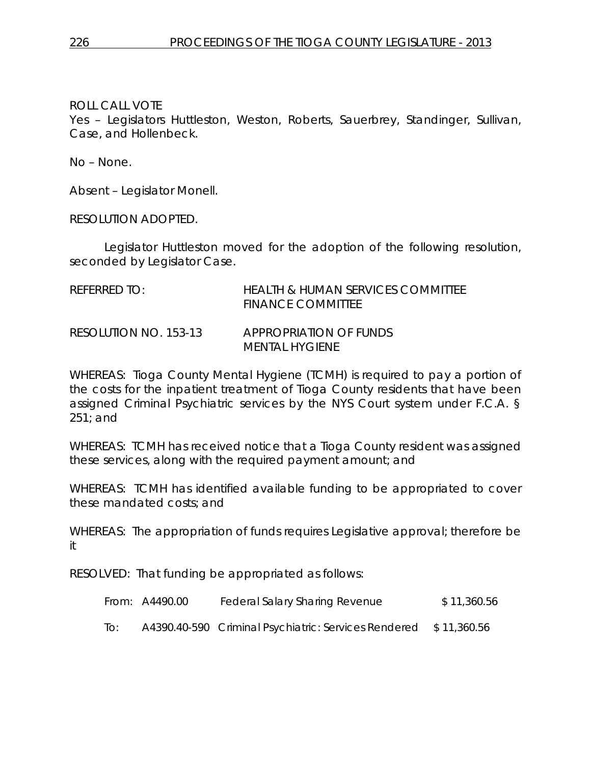ROLL CALL VOTE
Yes – Legislators Huttleston, Weston, Roberts, Sauerbrey, Standinger, Sullivan, Case, and Hollenbeck.

No – None.

Absent – Legislator Monell.

RESOLUTION ADOPTED.

Legislator Huttleston moved for the adoption of the following resolution, seconded by Legislator Case.

REFERRED TO: HEALTH & HUMAN SERVICES COMMITTEE
FINANCE COMMITTEE

RESOLUTION NO. 153-13 APPROPRIATION OF FUNDS
MENTAL HYGIENE

WHEREAS: Tioga County Mental Hygiene (TCMH) is required to pay a portion of the costs for the inpatient treatment of Tioga County residents that have been assigned Criminal Psychiatric services by the NYS Court system under F.C.A. § 251; and

WHEREAS: TCMH has received notice that a Tioga County resident was assigned these services, along with the required payment amount; and

WHEREAS: TCMH has identified available funding to be appropriated to cover these mandated costs; and

WHEREAS: The appropriation of funds requires Legislative approval; therefore be it

RESOLVED: That funding be appropriated as follows:

| | | | |
|---|---|---|---|
| From: | A4490.00 | Federal Salary Sharing Revenue | $ 11,360.56 |
| To: | A4390.40-590 | Criminal Psychiatric: Services Rendered | $ 11,360.56 |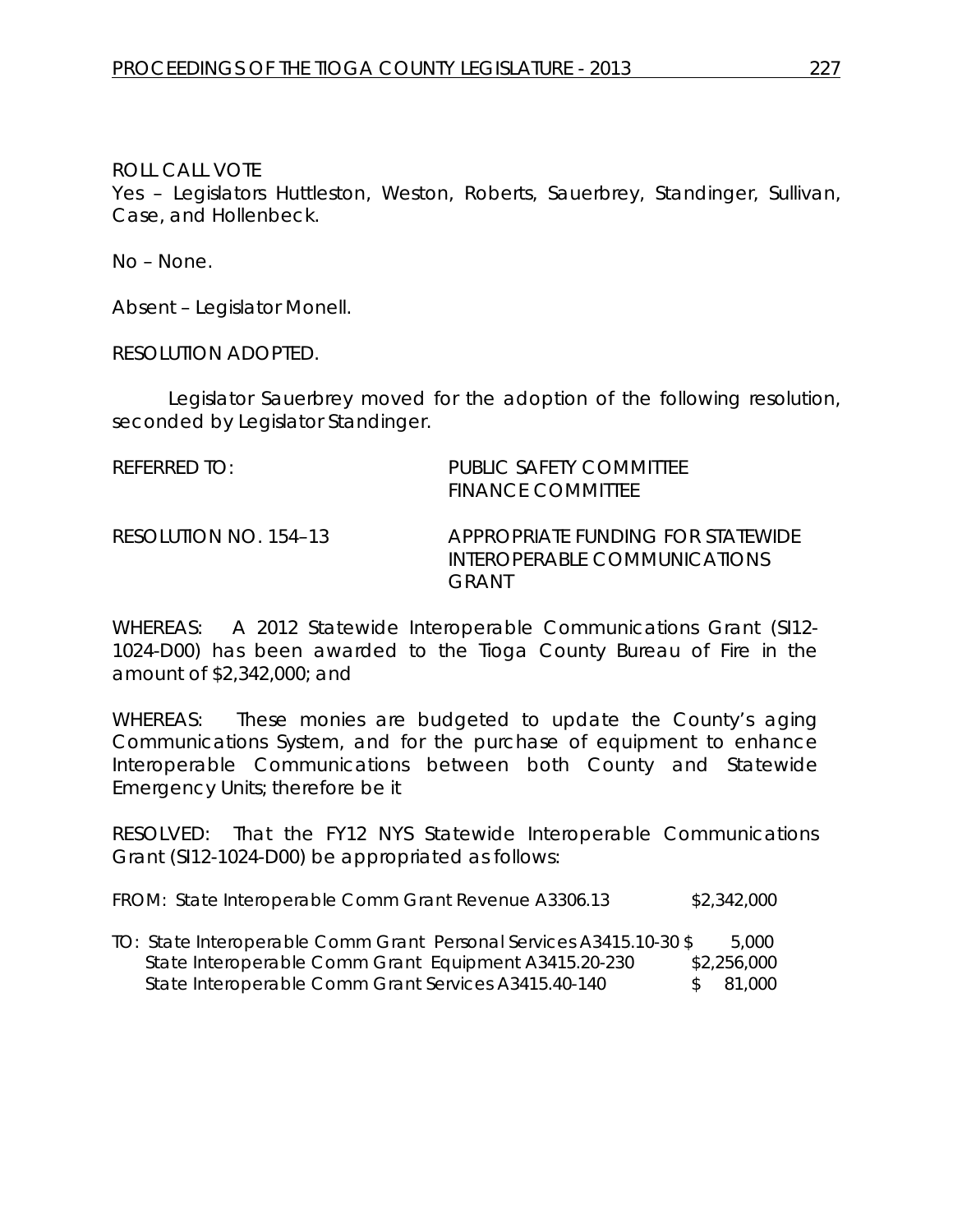ROLL CALL VOTE
Yes – Legislators Huttleston, Weston, Roberts, Sauerbrey, Standinger, Sullivan, Case, and Hollenbeck.

No – None.

Absent – Legislator Monell.

RESOLUTION ADOPTED.

Legislator Sauerbrey moved for the adoption of the following resolution, seconded by Legislator Standinger.

REFERRED TO: PUBLIC SAFETY COMMITTEE
FINANCE COMMITTEE

RESOLUTION NO. 154–13 APPROPRIATE FUNDING FOR STATEWIDE INTEROPERABLE COMMUNICATIONS GRANT

WHEREAS: A 2012 Statewide Interoperable Communications Grant (SI12-1024-D00) has been awarded to the Tioga County Bureau of Fire in the amount of $2,342,000; and

WHEREAS: These monies are budgeted to update the County's aging Communications System, and for the purchase of equipment to enhance Interoperable Communications between both County and Statewide Emergency Units; therefore be it

RESOLVED: That the FY12 NYS Statewide Interoperable Communications Grant (SI12-1024-D00) be appropriated as follows:

FROM: State Interoperable Comm Grant Revenue A3306.13 $2,342,000

TO: State Interoperable Comm Grant Personal Services A3415.10-30 $ 5,000
State Interoperable Comm Grant Equipment A3415.20-230 $2,256,000
State Interoperable Comm Grant Services A3415.40-140 $ 81,000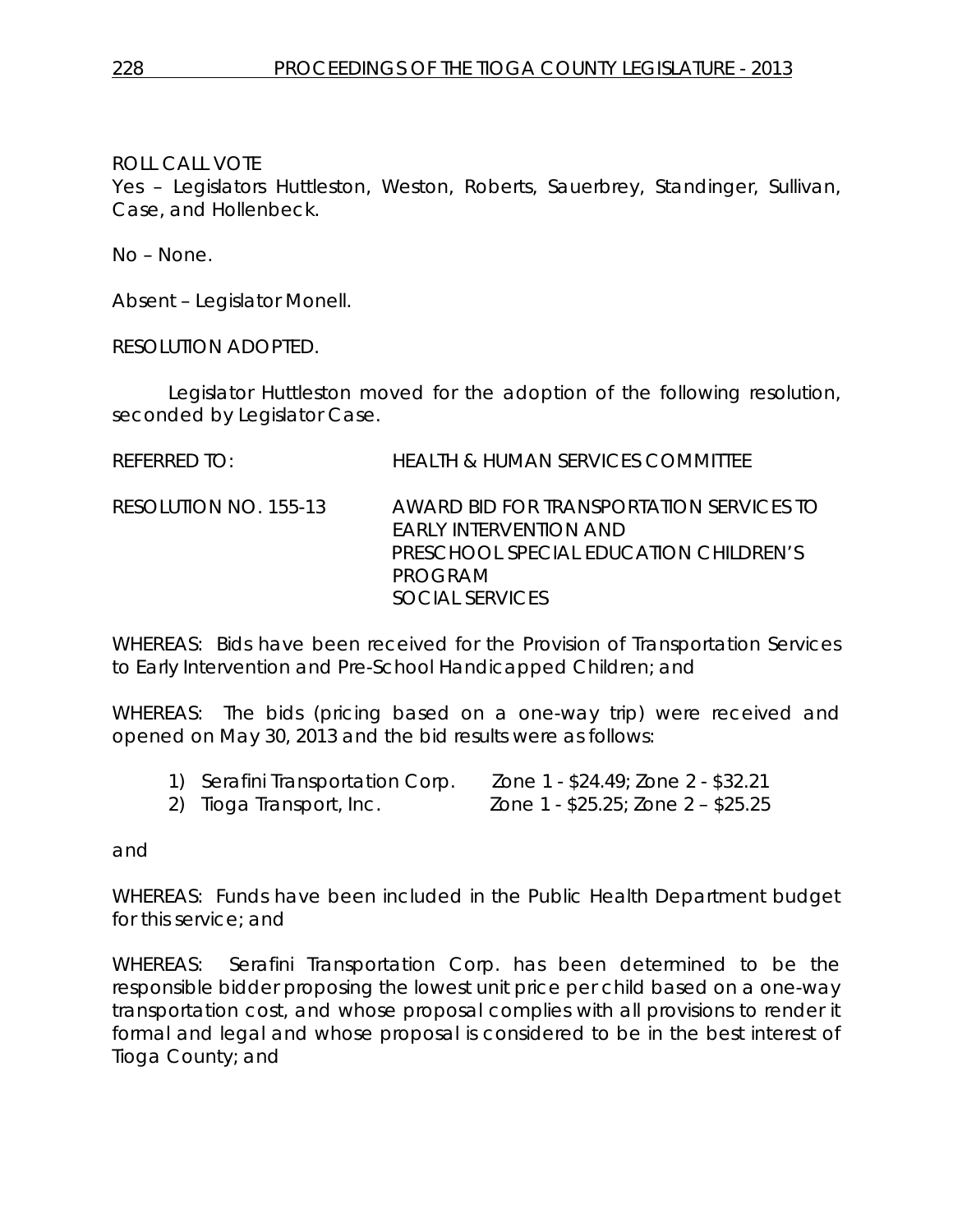ROLL CALL VOTE
Yes – Legislators Huttleston, Weston, Roberts, Sauerbrey, Standinger, Sullivan, Case, and Hollenbeck.

No – None.

Absent – Legislator Monell.

RESOLUTION ADOPTED.

Legislator Huttleston moved for the adoption of the following resolution, seconded by Legislator Case.

REFERRED TO: HEALTH & HUMAN SERVICES COMMITTEE

RESOLUTION NO. 155-13 AWARD BID FOR TRANSPORTATION SERVICES TO EARLY INTERVENTION AND PRESCHOOL SPECIAL EDUCATION CHILDREN'S PROGRAM SOCIAL SERVICES

WHEREAS: Bids have been received for the Provision of Transportation Services to Early Intervention and Pre-School Handicapped Children; and

WHEREAS: The bids (pricing based on a one-way trip) were received and opened on May 30, 2013 and the bid results were as follows:

1) Serafini Transportation Corp. Zone 1 - $24.49; Zone 2 - $32.21
2) Tioga Transport, Inc. Zone 1 - $25.25; Zone 2 – $25.25

and

WHEREAS: Funds have been included in the Public Health Department budget for this service; and

WHEREAS: Serafini Transportation Corp. has been determined to be the responsible bidder proposing the lowest unit price per child based on a one-way transportation cost, and whose proposal complies with all provisions to render it formal and legal and whose proposal is considered to be in the best interest of Tioga County; and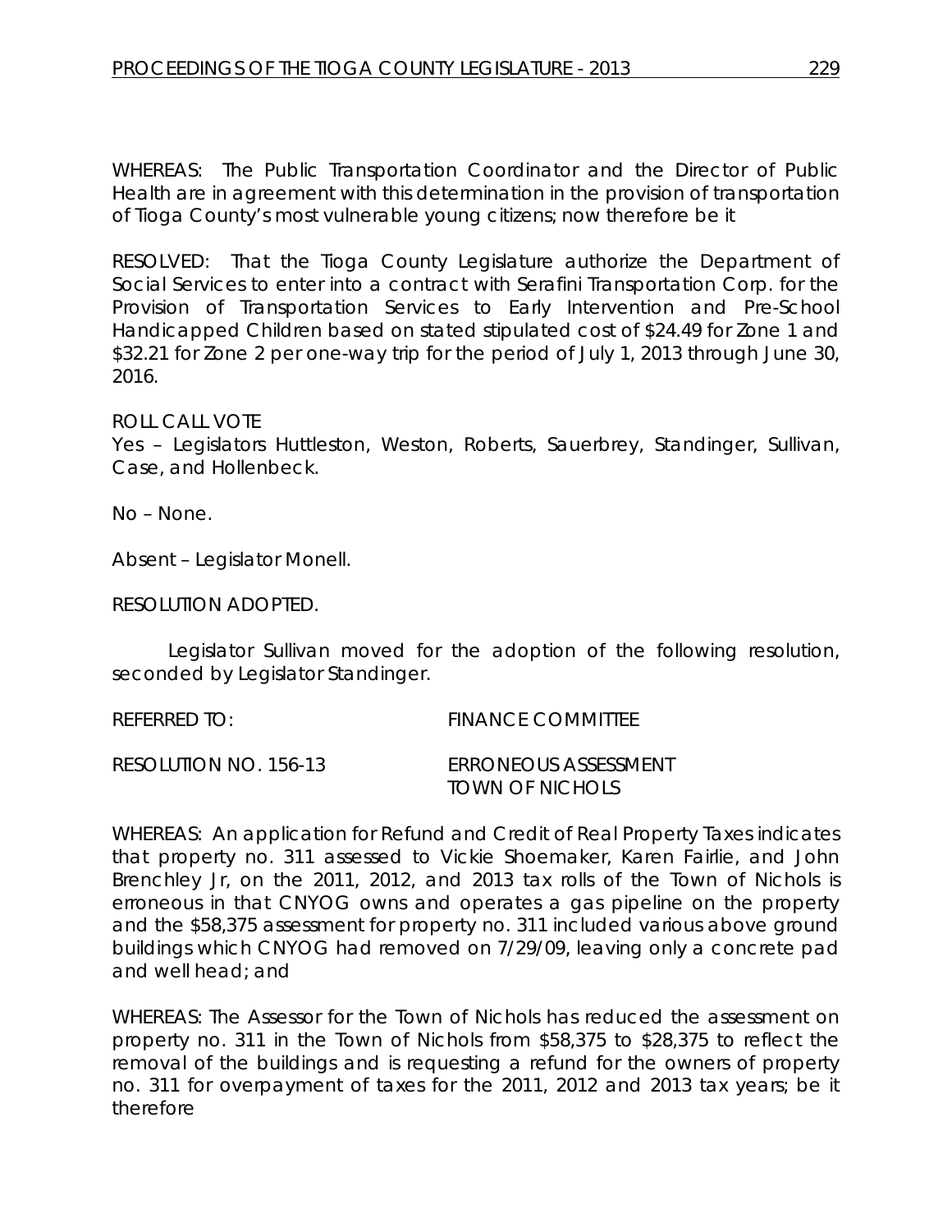WHEREAS: The Public Transportation Coordinator and the Director of Public Health are in agreement with this determination in the provision of transportation of Tioga County's most vulnerable young citizens; now therefore be it

RESOLVED: That the Tioga County Legislature authorize the Department of Social Services to enter into a contract with Serafini Transportation Corp. for the Provision of Transportation Services to Early Intervention and Pre-School Handicapped Children based on stated stipulated cost of $24.49 for Zone 1 and $32.21 for Zone 2 per one-way trip for the period of July 1, 2013 through June 30, 2016.

ROLL CALL VOTE
Yes – Legislators Huttleston, Weston, Roberts, Sauerbrey, Standinger, Sullivan, Case, and Hollenbeck.

No – None.

Absent – Legislator Monell.

RESOLUTION ADOPTED.

Legislator Sullivan moved for the adoption of the following resolution, seconded by Legislator Standinger.

REFERRED TO: FINANCE COMMITTEE

RESOLUTION NO. 156-13 ERRONEOUS ASSESSMENT TOWN OF NICHOLS

WHEREAS: An application for Refund and Credit of Real Property Taxes indicates that property no. 311 assessed to Vickie Shoemaker, Karen Fairlie, and John Brenchley Jr, on the 2011, 2012, and 2013 tax rolls of the Town of Nichols is erroneous in that CNYOG owns and operates a gas pipeline on the property and the $58,375 assessment for property no. 311 included various above ground buildings which CNYOG had removed on 7/29/09, leaving only a concrete pad and well head; and

WHEREAS: The Assessor for the Town of Nichols has reduced the assessment on property no. 311 in the Town of Nichols from $58,375 to $28,375 to reflect the removal of the buildings and is requesting a refund for the owners of property no. 311 for overpayment of taxes for the 2011, 2012 and 2013 tax years; be it therefore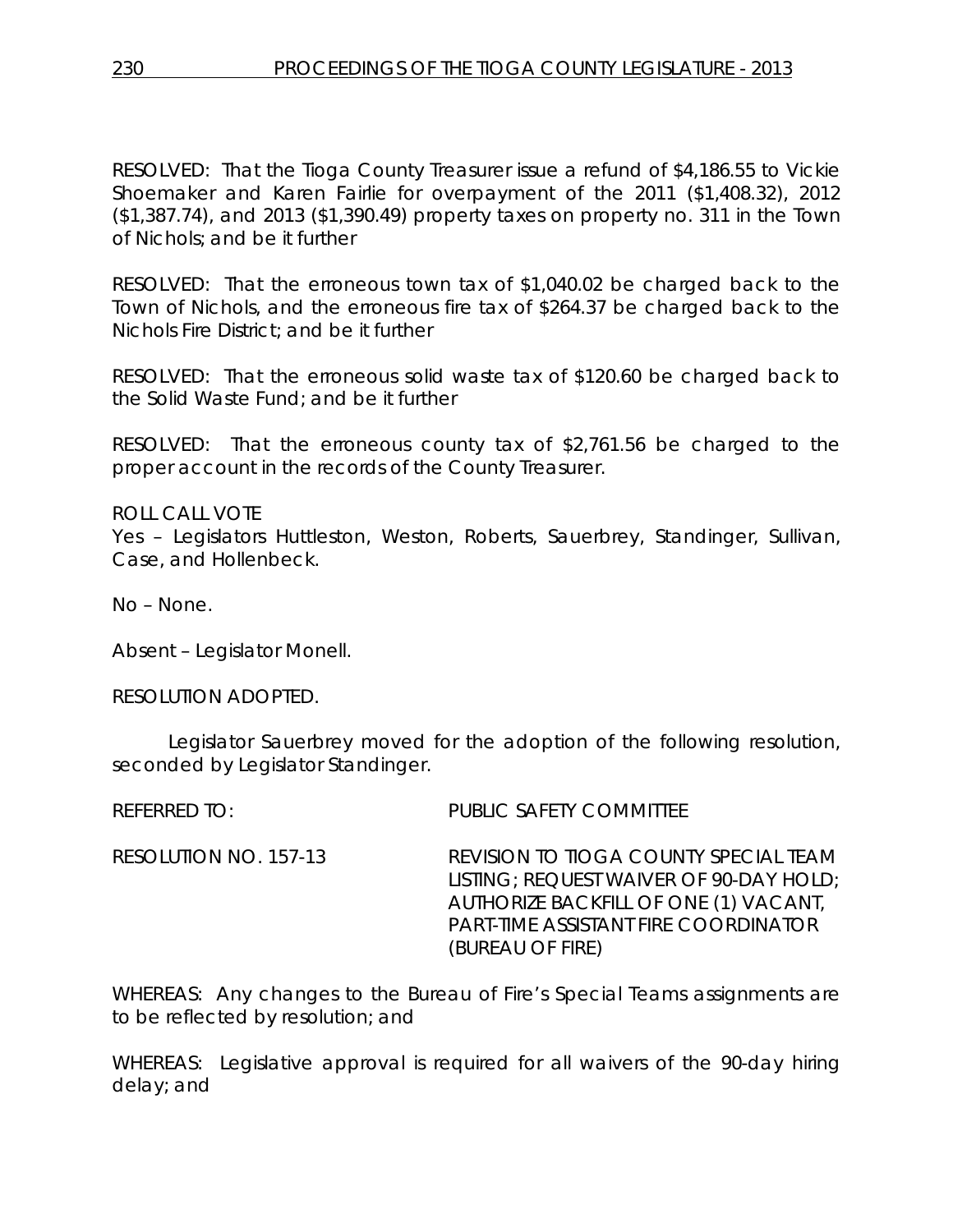RESOLVED: That the Tioga County Treasurer issue a refund of $4,186.55 to Vickie Shoemaker and Karen Fairlie for overpayment of the 2011 ($1,408.32), 2012 ($1,387.74), and 2013 ($1,390.49) property taxes on property no. 311 in the Town of Nichols; and be it further

RESOLVED: That the erroneous town tax of $1,040.02 be charged back to the Town of Nichols, and the erroneous fire tax of $264.37 be charged back to the Nichols Fire District; and be it further

RESOLVED: That the erroneous solid waste tax of $120.60 be charged back to the Solid Waste Fund; and be it further

RESOLVED: That the erroneous county tax of $2,761.56 be charged to the proper account in the records of the County Treasurer.

ROLL CALL VOTE
Yes – Legislators Huttleston, Weston, Roberts, Sauerbrey, Standinger, Sullivan, Case, and Hollenbeck.

No – None.

Absent – Legislator Monell.

RESOLUTION ADOPTED.

Legislator Sauerbrey moved for the adoption of the following resolution, seconded by Legislator Standinger.

REFERRED TO: PUBLIC SAFETY COMMITTEE

RESOLUTION NO. 157-13 REVISION TO TIOGA COUNTY SPECIAL TEAM LISTING; REQUEST WAIVER OF 90-DAY HOLD; AUTHORIZE BACKFILL OF ONE (1) VACANT, PART-TIME ASSISTANT FIRE COORDINATOR (BUREAU OF FIRE)

WHEREAS: Any changes to the Bureau of Fire's Special Teams assignments are to be reflected by resolution; and

WHEREAS: Legislative approval is required for all waivers of the 90-day hiring delay; and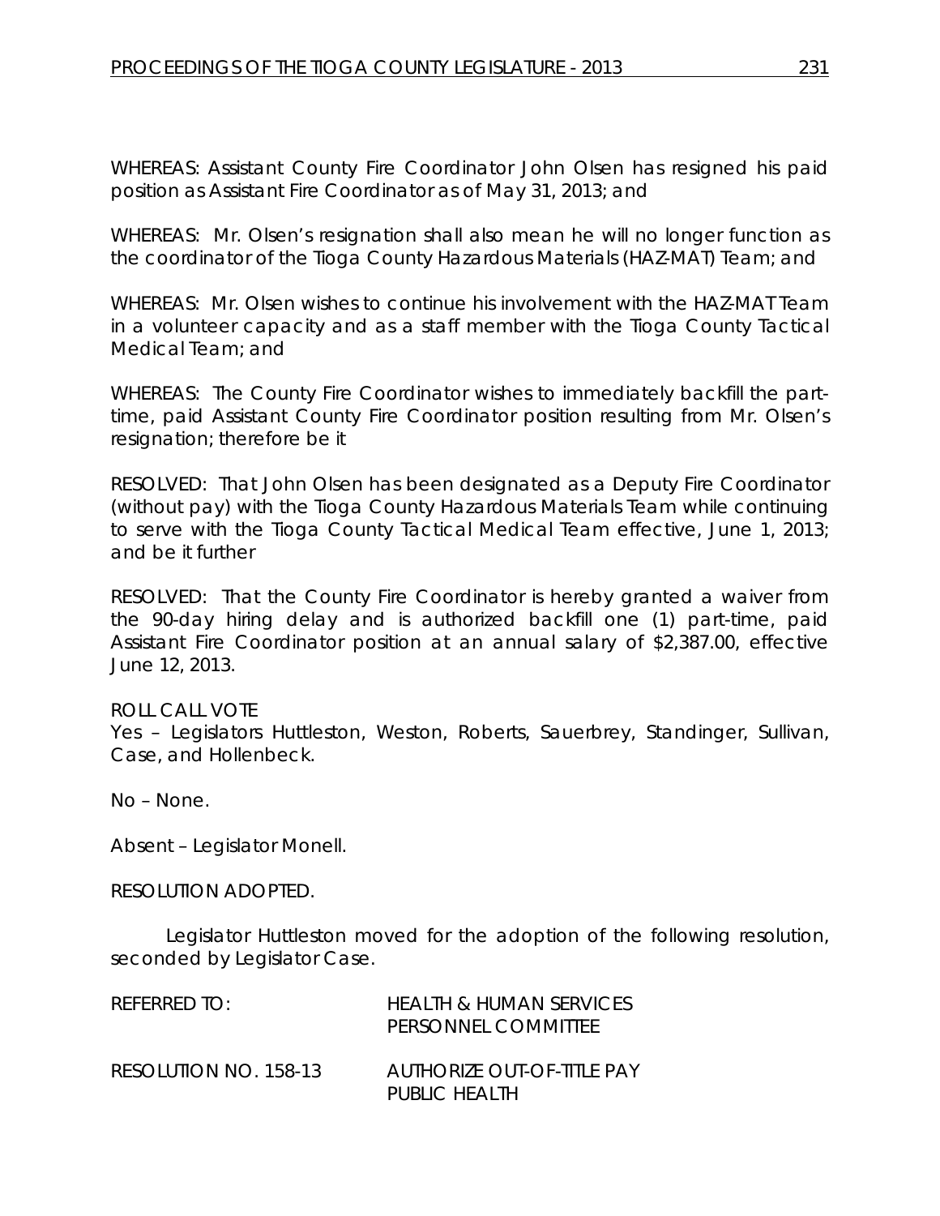WHEREAS: Assistant County Fire Coordinator John Olsen has resigned his paid position as Assistant Fire Coordinator as of May 31, 2013; and

WHEREAS: Mr. Olsen's resignation shall also mean he will no longer function as the coordinator of the Tioga County Hazardous Materials (HAZ-MAT) Team; and

WHEREAS: Mr. Olsen wishes to continue his involvement with the HAZ-MAT Team in a volunteer capacity and as a staff member with the Tioga County Tactical Medical Team; and

WHEREAS: The County Fire Coordinator wishes to immediately backfill the part-time, paid Assistant County Fire Coordinator position resulting from Mr. Olsen's resignation; therefore be it

RESOLVED: That John Olsen has been designated as a Deputy Fire Coordinator (without pay) with the Tioga County Hazardous Materials Team while continuing to serve with the Tioga County Tactical Medical Team effective, June 1, 2013; and be it further

RESOLVED: That the County Fire Coordinator is hereby granted a waiver from the 90-day hiring delay and is authorized backfill one (1) part-time, paid Assistant Fire Coordinator position at an annual salary of $2,387.00, effective June 12, 2013.

ROLL CALL VOTE
Yes – Legislators Huttleston, Weston, Roberts, Sauerbrey, Standinger, Sullivan, Case, and Hollenbeck.

No – None.

Absent – Legislator Monell.

RESOLUTION ADOPTED.

Legislator Huttleston moved for the adoption of the following resolution, seconded by Legislator Case.

REFERRED TO: HEALTH & HUMAN SERVICES
PERSONNEL COMMITTEE

RESOLUTION NO. 158-13 AUTHORIZE OUT-OF-TITLE PAY
PUBLIC HEALTH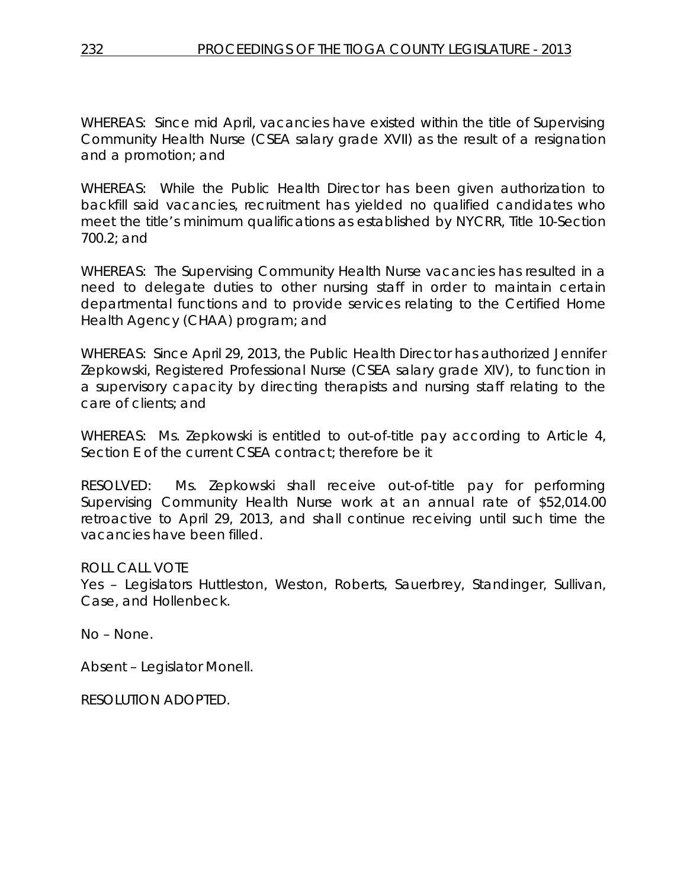WHEREAS: Since mid April, vacancies have existed within the title of Supervising Community Health Nurse (CSEA salary grade XVII) as the result of a resignation and a promotion; and

WHEREAS: While the Public Health Director has been given authorization to backfill said vacancies, recruitment has yielded no qualified candidates who meet the title's minimum qualifications as established by NYCRR, Title 10-Section 700.2; and

WHEREAS: The Supervising Community Health Nurse vacancies has resulted in a need to delegate duties to other nursing staff in order to maintain certain departmental functions and to provide services relating to the Certified Home Health Agency (CHAA) program; and

WHEREAS: Since April 29, 2013, the Public Health Director has authorized Jennifer Zepkowski, Registered Professional Nurse (CSEA salary grade XIV), to function in a supervisory capacity by directing therapists and nursing staff relating to the care of clients; and

WHEREAS: Ms. Zepkowski is entitled to out-of-title pay according to Article 4, Section E of the current CSEA contract; therefore be it

RESOLVED: Ms. Zepkowski shall receive out-of-title pay for performing Supervising Community Health Nurse work at an annual rate of $52,014.00 retroactive to April 29, 2013, and shall continue receiving until such time the vacancies have been filled.

ROLL CALL VOTE
Yes – Legislators Huttleston, Weston, Roberts, Sauerbrey, Standinger, Sullivan, Case, and Hollenbeck.

No – None.

Absent – Legislator Monell.

RESOLUTION ADOPTED.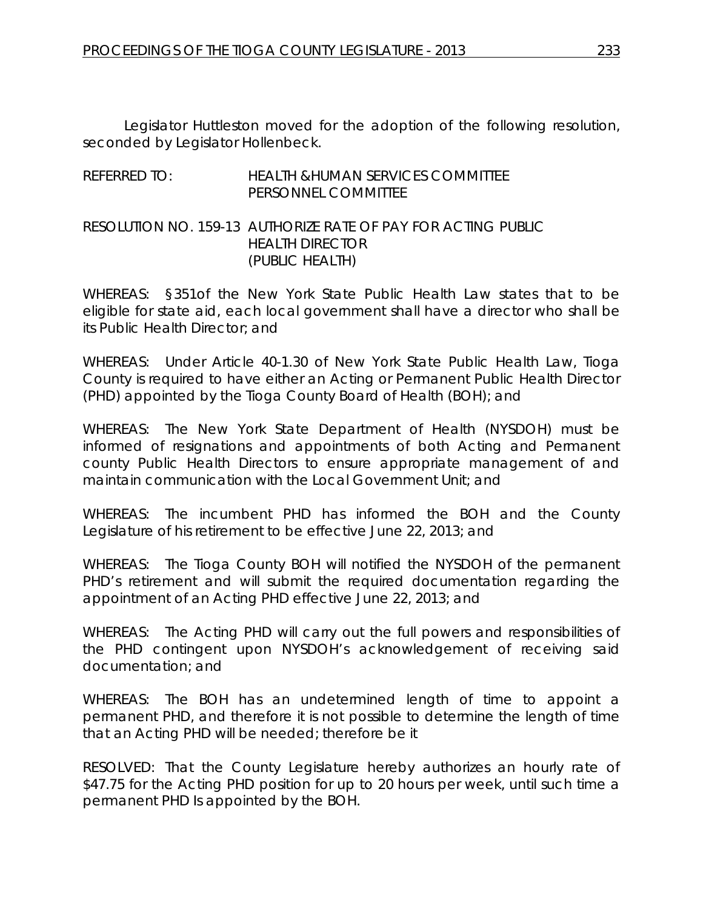Legislator Huttleston moved for the adoption of the following resolution, seconded by Legislator Hollenbeck.

REFERRED TO: HEALTH &HUMAN SERVICES COMMITTEE
PERSONNEL COMMITTEE

RESOLUTION NO. 159-13 AUTHORIZE RATE OF PAY FOR ACTING PUBLIC HEALTH DIRECTOR
(PUBLIC HEALTH)

WHEREAS: §351of the New York State Public Health Law states that to be eligible for state aid, each local government shall have a director who shall be its Public Health Director; and

WHEREAS: Under Article 40-1.30 of New York State Public Health Law, Tioga County is required to have either an Acting or Permanent Public Health Director (PHD) appointed by the Tioga County Board of Health (BOH); and

WHEREAS: The New York State Department of Health (NYSDOH) must be informed of resignations and appointments of both Acting and Permanent county Public Health Directors to ensure appropriate management of and maintain communication with the Local Government Unit; and

WHEREAS: The incumbent PHD has informed the BOH and the County Legislature of his retirement to be effective June 22, 2013; and

WHEREAS: The Tioga County BOH will notified the NYSDOH of the permanent PHD's retirement and will submit the required documentation regarding the appointment of an Acting PHD effective June 22, 2013; and

WHEREAS: The Acting PHD will carry out the full powers and responsibilities of the PHD contingent upon NYSDOH's acknowledgement of receiving said documentation; and

WHEREAS: The BOH has an undetermined length of time to appoint a permanent PHD, and therefore it is not possible to determine the length of time that an Acting PHD will be needed; therefore be it

RESOLVED: That the County Legislature hereby authorizes an hourly rate of $47.75 for the Acting PHD position for up to 20 hours per week, until such time a permanent PHD Is appointed by the BOH.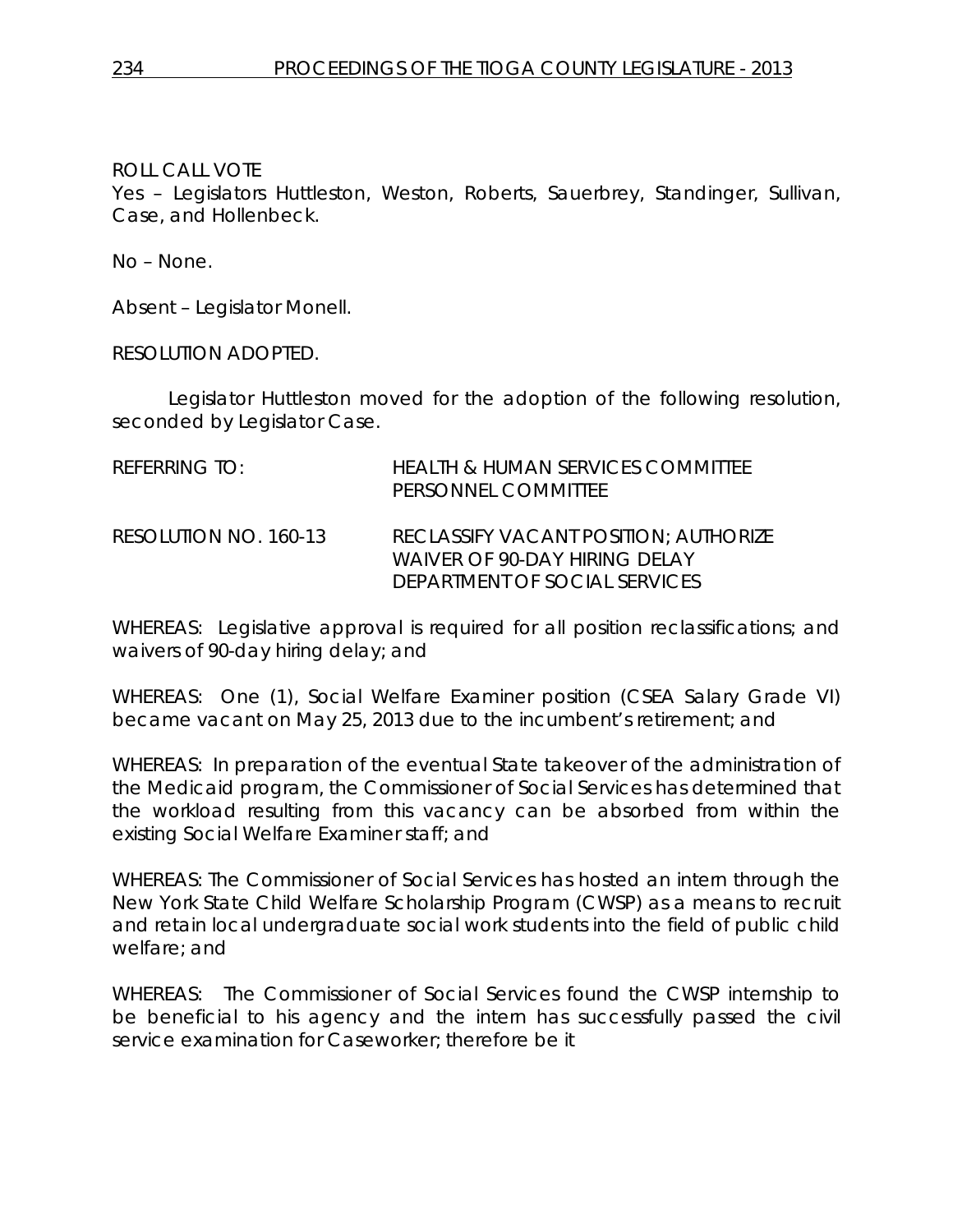ROLL CALL VOTE

Yes – Legislators Huttleston, Weston, Roberts, Sauerbrey, Standinger, Sullivan, Case, and Hollenbeck.

No – None.

Absent – Legislator Monell.

RESOLUTION ADOPTED.

Legislator Huttleston moved for the adoption of the following resolution, seconded by Legislator Case.

| | |
|---|---|
| REFERRING TO: | HEALTH & HUMAN SERVICES COMMITTEE<br>PERSONNEL COMMITTEE |
| RESOLUTION NO. 160-13 | RECLASSIFY VACANT POSITION; AUTHORIZE WAIVER OF 90-DAY HIRING DELAY<br>DEPARTMENT OF SOCIAL SERVICES |

WHEREAS: Legislative approval is required for all position reclassifications; and waivers of 90-day hiring delay; and

WHEREAS: One (1), Social Welfare Examiner position (CSEA Salary Grade VI) became vacant on May 25, 2013 due to the incumbent's retirement; and

WHEREAS: In preparation of the eventual State takeover of the administration of the Medicaid program, the Commissioner of Social Services has determined that the workload resulting from this vacancy can be absorbed from within the existing Social Welfare Examiner staff; and

WHEREAS: The Commissioner of Social Services has hosted an intern through the New York State Child Welfare Scholarship Program (CWSP) as a means to recruit and retain local undergraduate social work students into the field of public child welfare; and

WHEREAS: The Commissioner of Social Services found the CWSP internship to be beneficial to his agency and the intern has successfully passed the civil service examination for Caseworker; therefore be it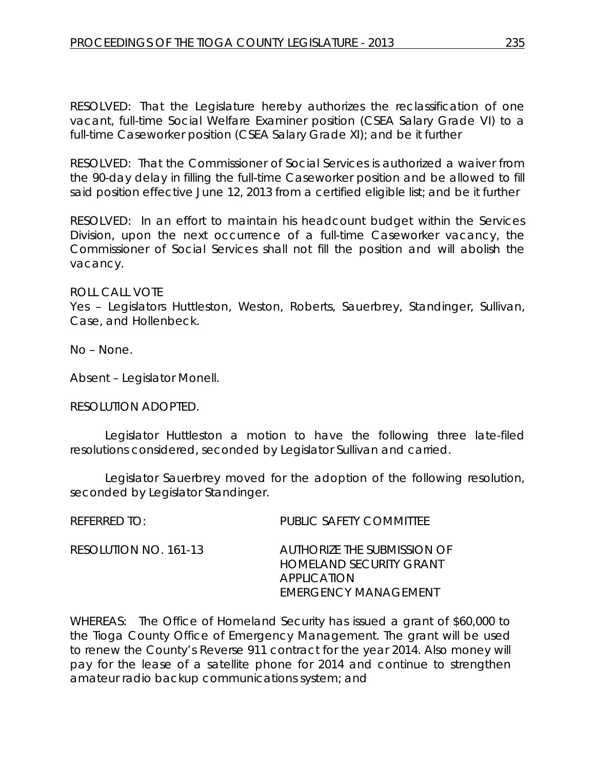RESOLVED: That the Legislature hereby authorizes the reclassification of one vacant, full-time Social Welfare Examiner position (CSEA Salary Grade VI) to a full-time Caseworker position (CSEA Salary Grade XI); and be it further

RESOLVED: That the Commissioner of Social Services is authorized a waiver from the 90-day delay in filling the full-time Caseworker position and be allowed to fill said position effective June 12, 2013 from a certified eligible list; and be it further

RESOLVED: In an effort to maintain his headcount budget within the Services Division, upon the next occurrence of a full-time Caseworker vacancy, the Commissioner of Social Services shall not fill the position and will abolish the vacancy.

ROLL CALL VOTE
Yes – Legislators Huttleston, Weston, Roberts, Sauerbrey, Standinger, Sullivan, Case, and Hollenbeck.

No – None.

Absent – Legislator Monell.

RESOLUTION ADOPTED.

Legislator Huttleston a motion to have the following three late-filed resolutions considered, seconded by Legislator Sullivan and carried.

Legislator Sauerbrey moved for the adoption of the following resolution, seconded by Legislator Standinger.

REFERRED TO: PUBLIC SAFETY COMMITTEE

RESOLUTION NO. 161-13 AUTHORIZE THE SUBMISSION OF HOMELAND SECURITY GRANT APPLICATION EMERGENCY MANAGEMENT

WHEREAS: The Office of Homeland Security has issued a grant of $60,000 to the Tioga County Office of Emergency Management. The grant will be used to renew the County's Reverse 911 contract for the year 2014. Also money will pay for the lease of a satellite phone for 2014 and continue to strengthen amateur radio backup communications system; and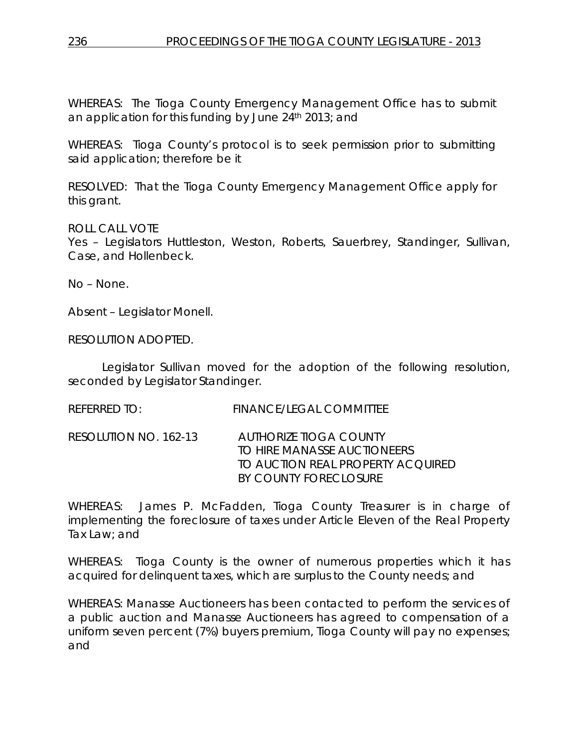WHEREAS: The Tioga County Emergency Management Office has to submit an application for this funding by June 24th 2013; and

WHEREAS: Tioga County's protocol is to seek permission prior to submitting said application; therefore be it

RESOLVED: That the Tioga County Emergency Management Office apply for this grant.

ROLL CALL VOTE
Yes – Legislators Huttleston, Weston, Roberts, Sauerbrey, Standinger, Sullivan, Case, and Hollenbeck.

No – None.

Absent – Legislator Monell.

RESOLUTION ADOPTED.

Legislator Sullivan moved for the adoption of the following resolution, seconded by Legislator Standinger.

REFERRED TO: FINANCE/LEGAL COMMITTEE

RESOLUTION NO. 162-13 AUTHORIZE TIOGA COUNTY TO HIRE MANASSE AUCTIONEERS TO AUCTION REAL PROPERTY ACQUIRED BY COUNTY FORECLOSURE

WHEREAS: James P. McFadden, Tioga County Treasurer is in charge of implementing the foreclosure of taxes under Article Eleven of the Real Property Tax Law; and

WHEREAS: Tioga County is the owner of numerous properties which it has acquired for delinquent taxes, which are surplus to the County needs; and

WHEREAS: Manasse Auctioneers has been contacted to perform the services of a public auction and Manasse Auctioneers has agreed to compensation of a uniform seven percent (7%) buyers premium, Tioga County will pay no expenses; and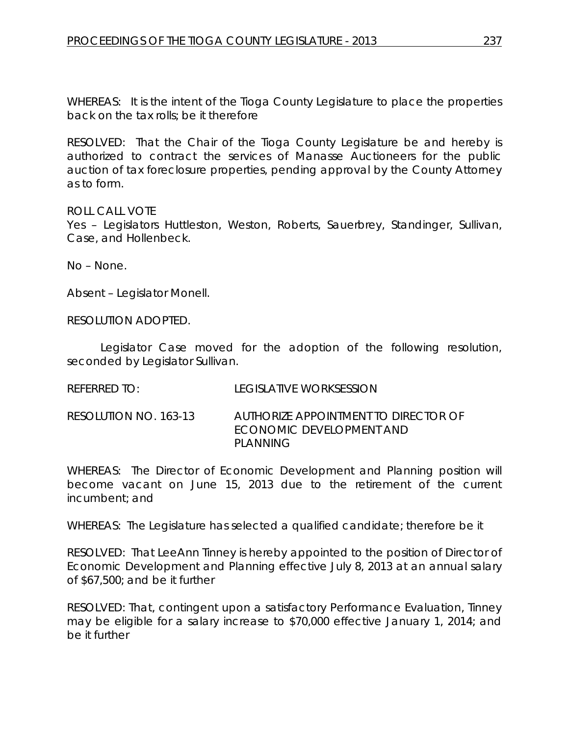WHEREAS: It is the intent of the Tioga County Legislature to place the properties back on the tax rolls; be it therefore

RESOLVED: That the Chair of the Tioga County Legislature be and hereby is authorized to contract the services of Manasse Auctioneers for the public auction of tax foreclosure properties, pending approval by the County Attorney as to form.

ROLL CALL VOTE
Yes – Legislators Huttleston, Weston, Roberts, Sauerbrey, Standinger, Sullivan, Case, and Hollenbeck.

No – None.

Absent – Legislator Monell.

RESOLUTION ADOPTED.

Legislator Case moved for the adoption of the following resolution, seconded by Legislator Sullivan.

REFERRED TO: LEGISLATIVE WORKSESSION

RESOLUTION NO. 163-13 AUTHORIZE APPOINTMENT TO DIRECTOR OF ECONOMIC DEVELOPMENT AND PLANNING

WHEREAS: The Director of Economic Development and Planning position will become vacant on June 15, 2013 due to the retirement of the current incumbent; and

WHEREAS: The Legislature has selected a qualified candidate; therefore be it

RESOLVED: That LeeAnn Tinney is hereby appointed to the position of Director of Economic Development and Planning effective July 8, 2013 at an annual salary of $67,500; and be it further

RESOLVED: That, contingent upon a satisfactory Performance Evaluation, Tinney may be eligible for a salary increase to $70,000 effective January 1, 2014; and be it further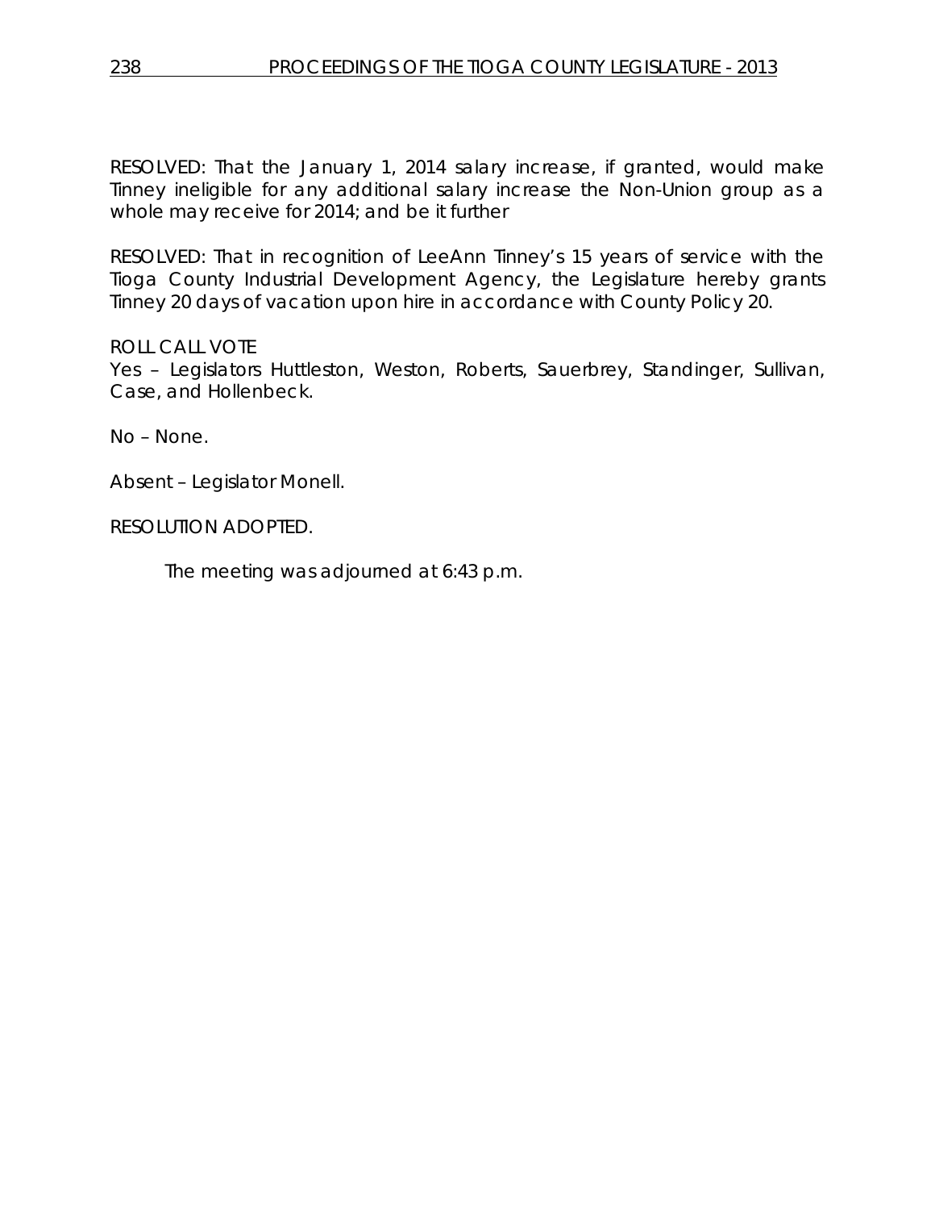RESOLVED: That the January 1, 2014 salary increase, if granted, would make Tinney ineligible for any additional salary increase the Non-Union group as a whole may receive for 2014; and be it further

RESOLVED: That in recognition of LeeAnn Tinney's 15 years of service with the Tioga County Industrial Development Agency, the Legislature hereby grants Tinney 20 days of vacation upon hire in accordance with County Policy 20.

ROLL CALL VOTE
Yes – Legislators Huttleston, Weston, Roberts, Sauerbrey, Standinger, Sullivan, Case, and Hollenbeck.

No – None.

Absent – Legislator Monell.

RESOLUTION ADOPTED.

The meeting was adjourned at 6:43 p.m.